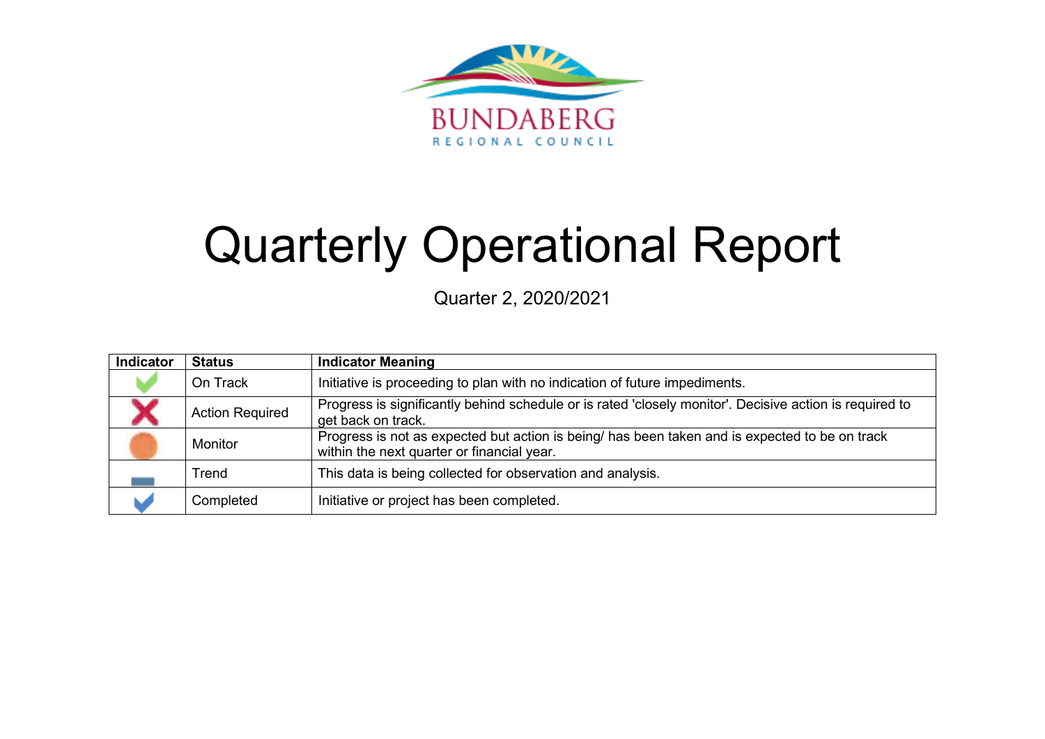BUNDABERG
REGIONAL COUNCIL

# Quarterly Operational Report

Quarter 2, 2020/2021

| Indicator | Status | Indicator Meaning |
|---|---|---|
| | On Track | Initiative is proceeding to plan with no indication of future impediments. |
| | Action Required | Progress is significantly behind schedule or is rated 'closely monitor'. Decisive action is required to get back on track. |
| | Monitor | Progress is not as expected but action is being/ has been taken and is expected to be on track within the next quarter or financial year. |
| | Trend | This data is being collected for observation and analysis. |
| | Completed | Initiative or project has been completed. |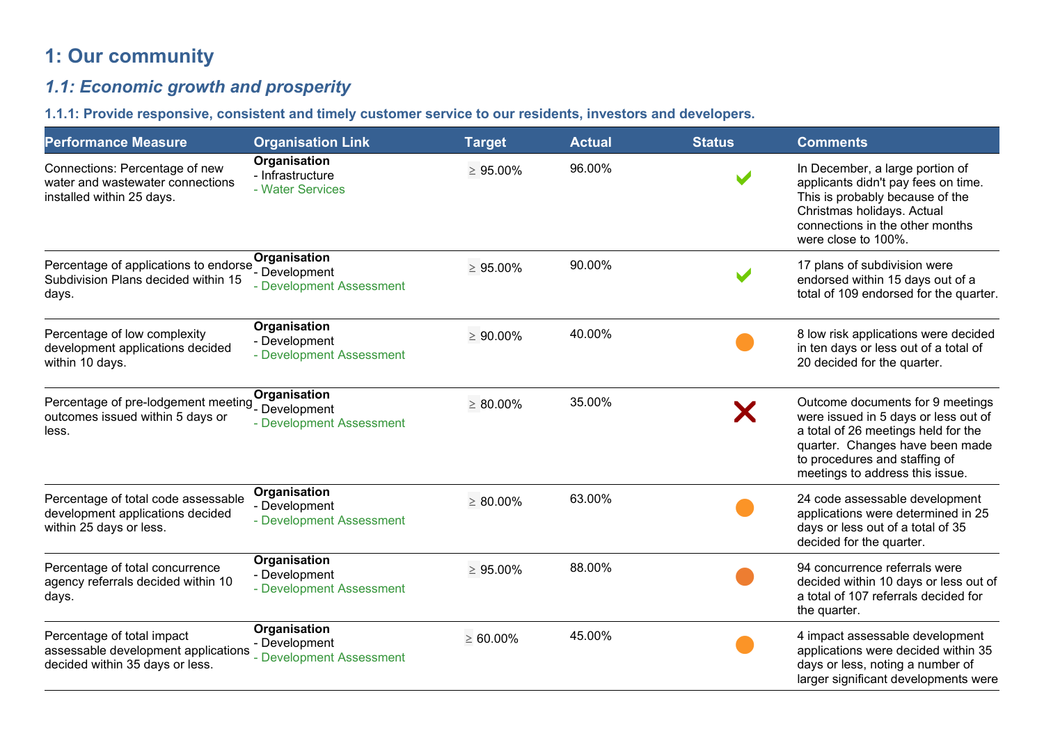# 1: Our community

## *1.1: Economic growth and prosperity*

### 1.1.1: Provide responsive, consistent and timely customer service to our residents, investors and developers.

| Performance Measure | Organisation Link | Target | Actual | Status | Comments |
|---|---|---|---|---|---|
| Connections: Percentage of new water and wastewater connections installed within 25 days. | **Organisation**<br>- Infrastructure<br>- Water Services | ≥ 95.00% | 96.00% | ✔ | In December, a large portion of applicants didn't pay fees on time. This is probably because of the Christmas holidays. Actual connections in the other months were close to 100%. |
| Percentage of applications to endorse Subdivision Plans decided within 15 days. | **Organisation**<br>- Development<br>- Development Assessment | ≥ 95.00% | 90.00% | ✔ | 17 plans of subdivision were endorsed within 15 days out of a total of 109 endorsed for the quarter. |
| Percentage of low complexity development applications decided within 10 days. | **Organisation**<br>- Development<br>- Development Assessment | ≥ 90.00% | 40.00% | ● | 8 low risk applications were decided in ten days or less out of a total of 20 decided for the quarter. |
| Percentage of pre-lodgement meeting outcomes issued within 5 days or less. | **Organisation**<br>- Development<br>- Development Assessment | ≥ 80.00% | 35.00% | ✖ | Outcome documents for 9 meetings were issued in 5 days or less out of a total of 26 meetings held for the quarter. Changes have been made to procedures and staffing of meetings to address this issue. |
| Percentage of total code assessable development applications decided within 25 days or less. | **Organisation**<br>- Development<br>- Development Assessment | ≥ 80.00% | 63.00% | ● | 24 code assessable development applications were determined in 25 days or less out of a total of 35 decided for the quarter. |
| Percentage of total concurrence agency referrals decided within 10 days. | **Organisation**<br>- Development<br>- Development Assessment | ≥ 95.00% | 88.00% | ● | 94 concurrence referrals were decided within 10 days or less out of a total of 107 referrals decided for the quarter. |
| Percentage of total impact assessable development applications decided within 35 days or less. | **Organisation**<br>- Development<br>- Development Assessment | ≥ 60.00% | 45.00% | ● | 4 impact assessable development applications were decided within 35 days or less, noting a number of larger significant developments were |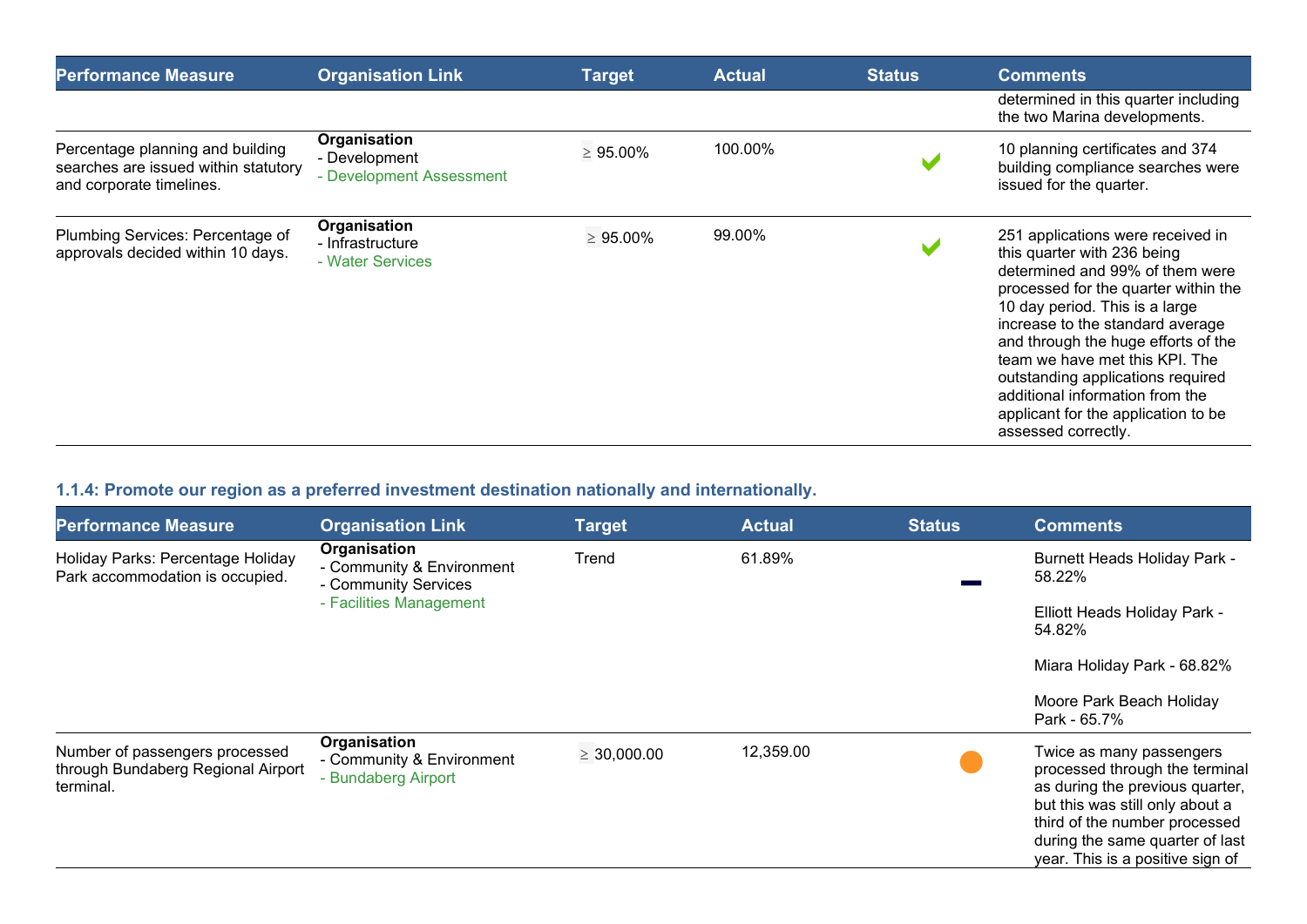| Performance Measure | Organisation Link | Target | Actual | Status | Comments |
|---|---|---|---|---|---|
| | | | | | determined in this quarter including the two Marina developments. |
| Percentage planning and building searches are issued within statutory and corporate timelines. | **Organisation** - Development - Development Assessment | ≥ 95.00% | 100.00% | ✔ | 10 planning certificates and 374 building compliance searches were issued for the quarter. |
| Plumbing Services: Percentage of approvals decided within 10 days. | **Organisation** - Infrastructure - Water Services | ≥ 95.00% | 99.00% | ✔ | 251 applications were received in this quarter with 236 being determined and 99% of them were processed for the quarter within the 10 day period. This is a large increase to the standard average and through the huge efforts of the team we have met this KPI. The outstanding applications required additional information from the applicant for the application to be assessed correctly. |

### 1.1.4: Promote our region as a preferred investment destination nationally and internationally.

| Performance Measure | Organisation Link | Target | Actual | Status | Comments |
|---|---|---|---|---|---|
| Holiday Parks: Percentage Holiday Park accommodation is occupied. | **Organisation** - Community & Environment - Community Services - Facilities Management | Trend | 61.89% | — | Burnett Heads Holiday Park - 58.22%<br><br>Elliott Heads Holiday Park - 54.82%<br><br>Miara Holiday Park - 68.82%<br><br>Moore Park Beach Holiday Park - 65.7% |
| Number of passengers processed through Bundaberg Regional Airport terminal. | **Organisation** - Community & Environment - Bundaberg Airport | ≥ 30,000.00 | 12,359.00 | ● | Twice as many passengers processed through the terminal as during the previous quarter, but this was still only about a third of the number processed during the same quarter of last year. This is a positive sign of |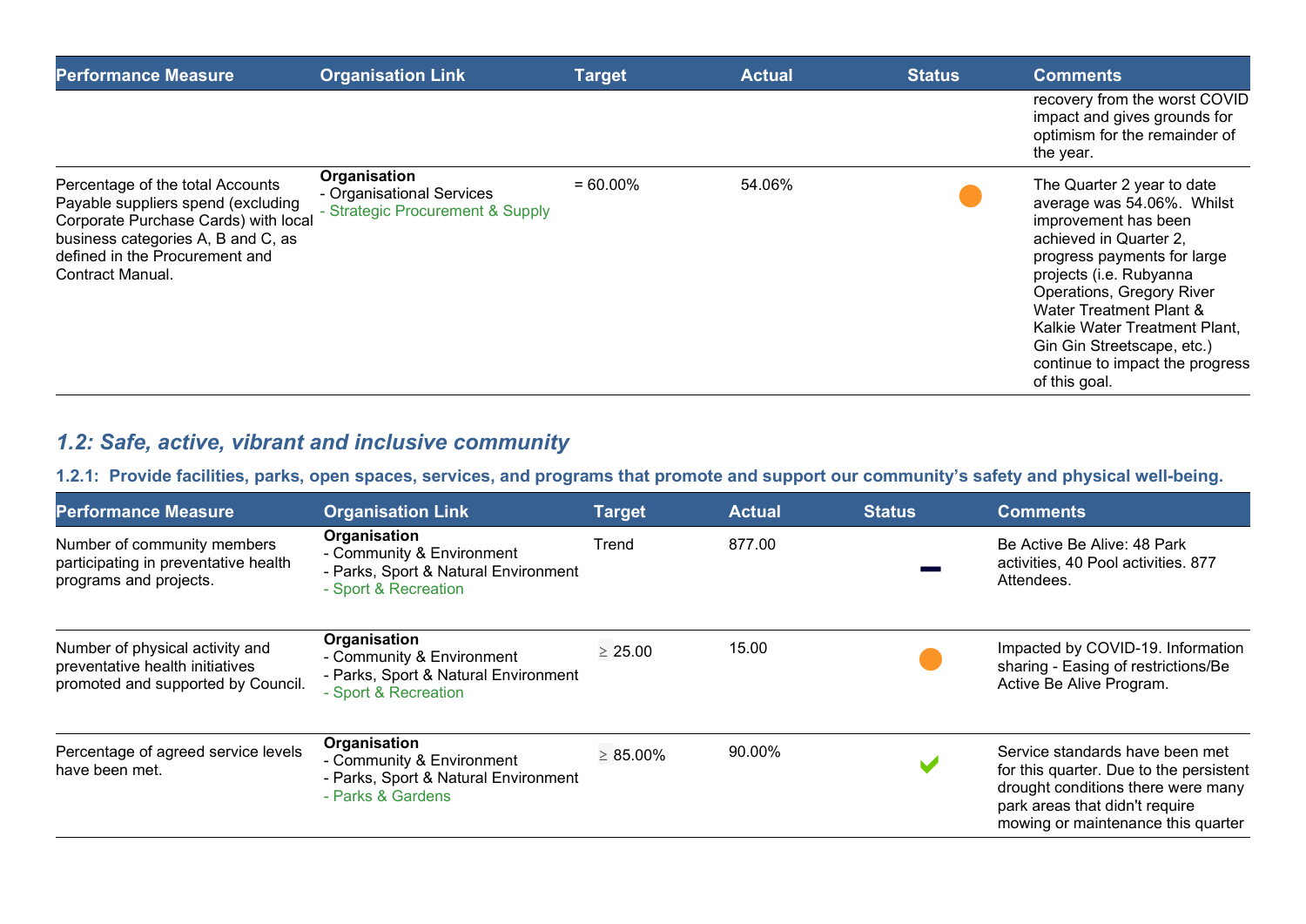| Performance Measure | Organisation Link | Target | Actual | Status | Comments |
|---|---|---|---|---|---|
| | | | | | recovery from the worst COVID impact and gives grounds for optimism for the remainder of the year. |
| Percentage of the total Accounts Payable suppliers spend (excluding Corporate Purchase Cards) with local business categories A, B and C, as defined in the Procurement and Contract Manual. | **Organisation**<br>- Organisational Services<br>- Strategic Procurement & Supply | = 60.00% | 54.06% | ● | The Quarter 2 year to date average was 54.06%. Whilst improvement has been achieved in Quarter 2, progress payments for large projects (i.e. Rubyanna Operations, Gregory River Water Treatment Plant & Kalkie Water Treatment Plant, Gin Gin Streetscape, etc.) continue to impact the progress of this goal. |

## *1.2: Safe, active, vibrant and inclusive community*

### 1.2.1: Provide facilities, parks, open spaces, services, and programs that promote and support our community's safety and physical well-being.

| Performance Measure | Organisation Link | Target | Actual | Status | Comments |
|---|---|---|---|---|---|
| Number of community members participating in preventative health programs and projects. | **Organisation**<br>- Community & Environment<br>- Parks, Sport & Natural Environment<br>- Sport & Recreation | Trend | 877.00 | — | Be Active Be Alive: 48 Park activities, 40 Pool activities. 877 Attendees. |
| Number of physical activity and preventative health initiatives promoted and supported by Council. | **Organisation**<br>- Community & Environment<br>- Parks, Sport & Natural Environment<br>- Sport & Recreation | ≥ 25.00 | 15.00 | ● | Impacted by COVID-19. Information sharing - Easing of restrictions/Be Active Be Alive Program. |
| Percentage of agreed service levels have been met. | **Organisation**<br>- Community & Environment<br>- Parks, Sport & Natural Environment<br>- Parks & Gardens | ≥ 85.00% | 90.00% | ✔ | Service standards have been met for this quarter. Due to the persistent drought conditions there were many park areas that didn't require mowing or maintenance this quarter |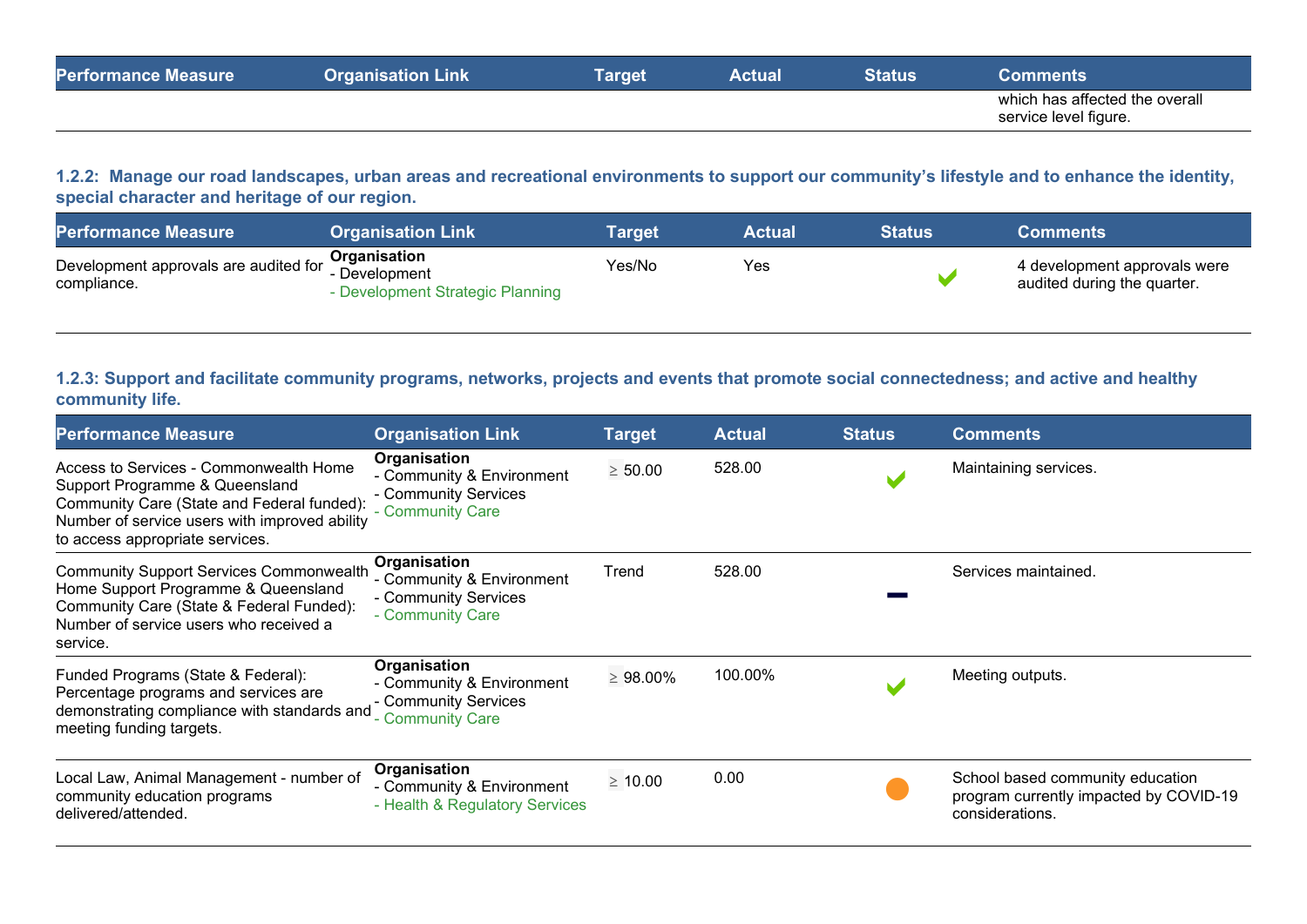| Performance Measure | Organisation Link | Target | Actual | Status | Comments |
|---|---|---|---|---|---|
| | | | | | which has affected the overall service level figure. |

**1.2.2: Manage our road landscapes, urban areas and recreational environments to support our community's lifestyle and to enhance the identity, special character and heritage of our region.**

| Performance Measure | Organisation Link | Target | Actual | Status | Comments |
|---|---|---|---|---|---|
| Development approvals are audited for compliance. | **Organisation**<br>- Development<br>- Development Strategic Planning | Yes/No | Yes | ✔ | 4 development approvals were audited during the quarter. |

**1.2.3: Support and facilitate community programs, networks, projects and events that promote social connectedness; and active and healthy community life.**

| Performance Measure | Organisation Link | Target | Actual | Status | Comments |
|---|---|---|---|---|---|
| Access to Services - Commonwealth Home Support Programme & Queensland Community Care (State and Federal funded): Number of service users with improved ability to access appropriate services. | **Organisation**<br>- Community & Environment<br>- Community Services<br>- Community Care | ≥ 50.00 | 528.00 | ✔ | Maintaining services. |
| Community Support Services Commonwealth Home Support Programme & Queensland Community Care (State & Federal Funded): Number of service users who received a service. | **Organisation**<br>- Community & Environment<br>- Community Services<br>- Community Care | Trend | 528.00 | — | Services maintained. |
| Funded Programs (State & Federal): Percentage programs and services are demonstrating compliance with standards and meeting funding targets. | **Organisation**<br>- Community & Environment<br>- Community Services<br>- Community Care | ≥ 98.00% | 100.00% | ✔ | Meeting outputs. |
| Local Law, Animal Management - number of community education programs delivered/attended. | **Organisation**<br>- Community & Environment<br>- Health & Regulatory Services | ≥ 10.00 | 0.00 | ● | School based community education program currently impacted by COVID-19 considerations. |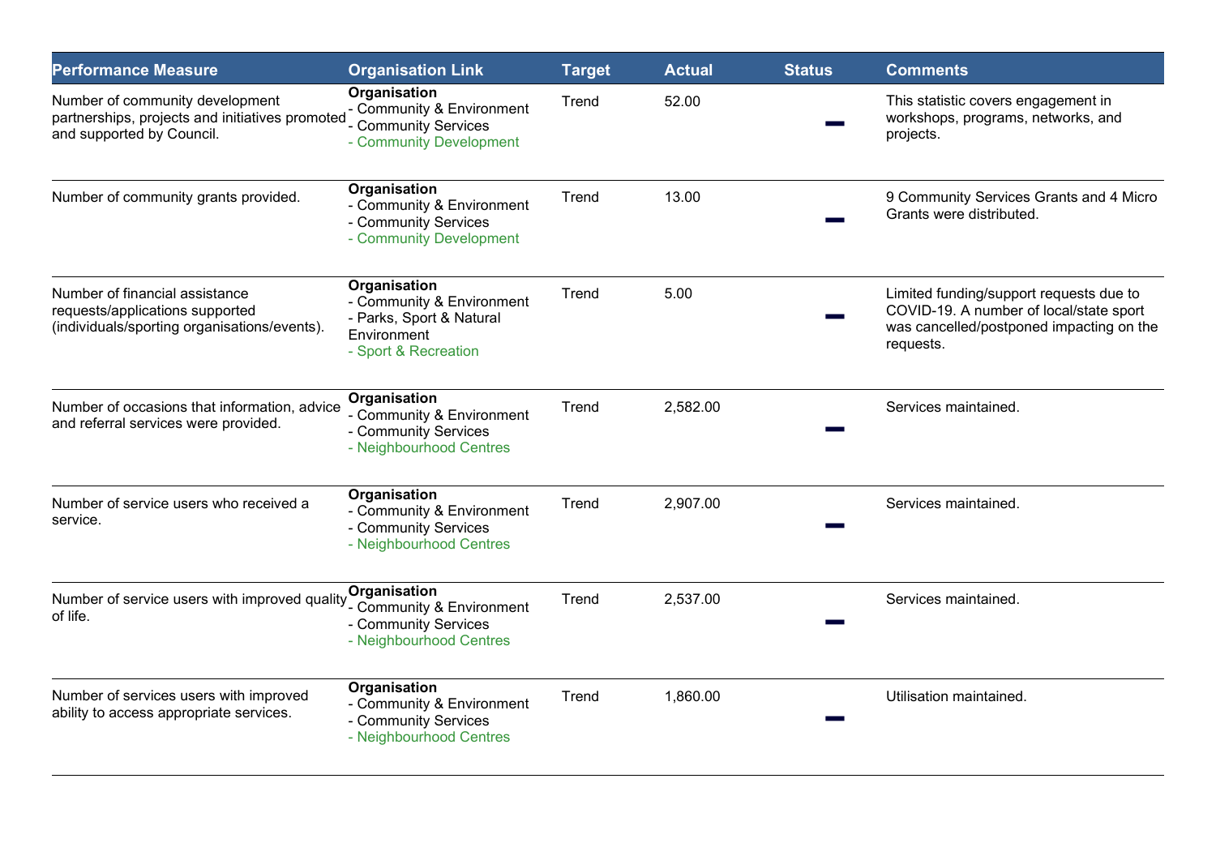| Performance Measure | Organisation Link | Target | Actual | Status | Comments |
|---|---|---|---|---|---|
| Number of community development partnerships, projects and initiatives promoted and supported by Council. | **Organisation**<br>- Community & Environment<br>- Community Services<br>- Community Development | Trend | 52.00 | ▬ | This statistic covers engagement in workshops, programs, networks, and projects. |
| Number of community grants provided. | **Organisation**<br>- Community & Environment<br>- Community Services<br>- Community Development | Trend | 13.00 | ▬ | 9 Community Services Grants and 4 Micro Grants were distributed. |
| Number of financial assistance requests/applications supported (individuals/sporting organisations/events). | **Organisation**<br>- Community & Environment<br>- Parks, Sport & Natural Environment<br>- Sport & Recreation | Trend | 5.00 | ▬ | Limited funding/support requests due to COVID-19. A number of local/state sport was cancelled/postponed impacting on the requests. |
| Number of occasions that information, advice and referral services were provided. | **Organisation**<br>- Community & Environment<br>- Community Services<br>- Neighbourhood Centres | Trend | 2,582.00 | ▬ | Services maintained. |
| Number of service users who received a service. | **Organisation**<br>- Community & Environment<br>- Community Services<br>- Neighbourhood Centres | Trend | 2,907.00 | ▬ | Services maintained. |
| Number of service users with improved quality of life. | **Organisation**<br>- Community & Environment<br>- Community Services<br>- Neighbourhood Centres | Trend | 2,537.00 | ▬ | Services maintained. |
| Number of services users with improved ability to access appropriate services. | **Organisation**<br>- Community & Environment<br>- Community Services<br>- Neighbourhood Centres | Trend | 1,860.00 | ▬ | Utilisation maintained. |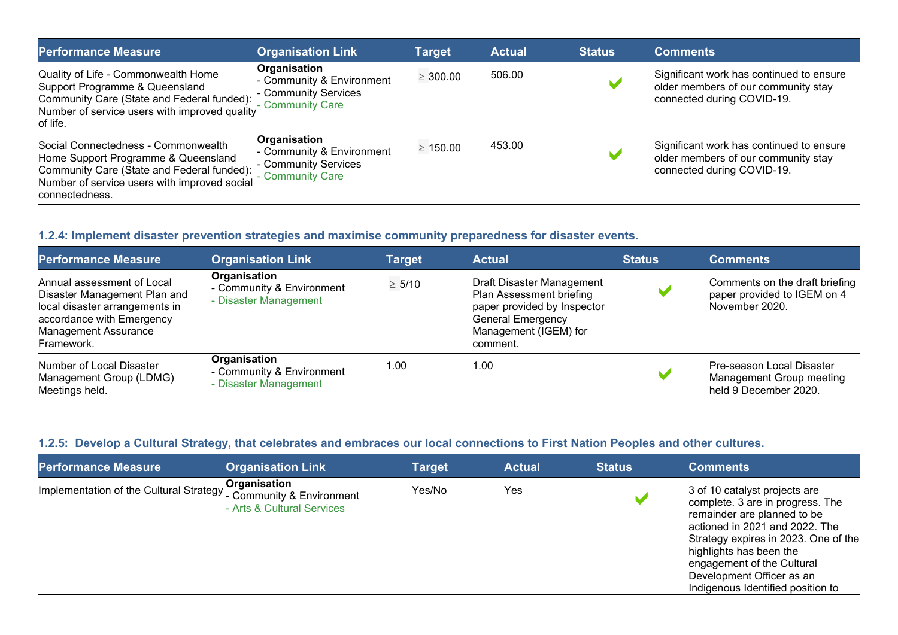| Performance Measure | Organisation Link | Target | Actual | Status | Comments |
|---|---|---|---|---|---|
| Quality of Life - Commonwealth Home Support Programme & Queensland Community Care (State and Federal funded): Number of service users with improved quality of life. | **Organisation** - Community & Environment - Community Services - Community Care | ≥ 300.00 | 506.00 | ✔ | Significant work has continued to ensure older members of our community stay connected during COVID-19. |
| Social Connectedness - Commonwealth Home Support Programme & Queensland Community Care (State and Federal funded): Number of service users with improved social connectedness. | **Organisation** - Community & Environment - Community Services - Community Care | ≥ 150.00 | 453.00 | ✔ | Significant work has continued to ensure older members of our community stay connected during COVID-19. |

### 1.2.4: Implement disaster prevention strategies and maximise community preparedness for disaster events.

| Performance Measure | Organisation Link | Target | Actual | Status | Comments |
|---|---|---|---|---|---|
| Annual assessment of Local Disaster Management Plan and local disaster arrangements in accordance with Emergency Management Assurance Framework. | **Organisation** - Community & Environment - Disaster Management | ≥ 5/10 | Draft Disaster Management Plan Assessment briefing paper provided by Inspector General Emergency Management (IGEM) for comment. | ✔ | Comments on the draft briefing paper provided to IGEM on 4 November 2020. |
| Number of Local Disaster Management Group (LDMG) Meetings held. | **Organisation** - Community & Environment - Disaster Management | 1.00 | 1.00 | ✔ | Pre-season Local Disaster Management Group meeting held 9 December 2020. |

### 1.2.5: Develop a Cultural Strategy, that celebrates and embraces our local connections to First Nation Peoples and other cultures.

| Performance Measure | Organisation Link | Target | Actual | Status | Comments |
|---|---|---|---|---|---|
| Implementation of the Cultural Strategy | **Organisation** - Community & Environment - Arts & Cultural Services | Yes/No | Yes | ✔ | 3 of 10 catalyst projects are complete. 3 are in progress. The remainder are planned to be actioned in 2021 and 2022. The Strategy expires in 2023. One of the highlights has been the engagement of the Cultural Development Officer as an Indigenous Identified position to |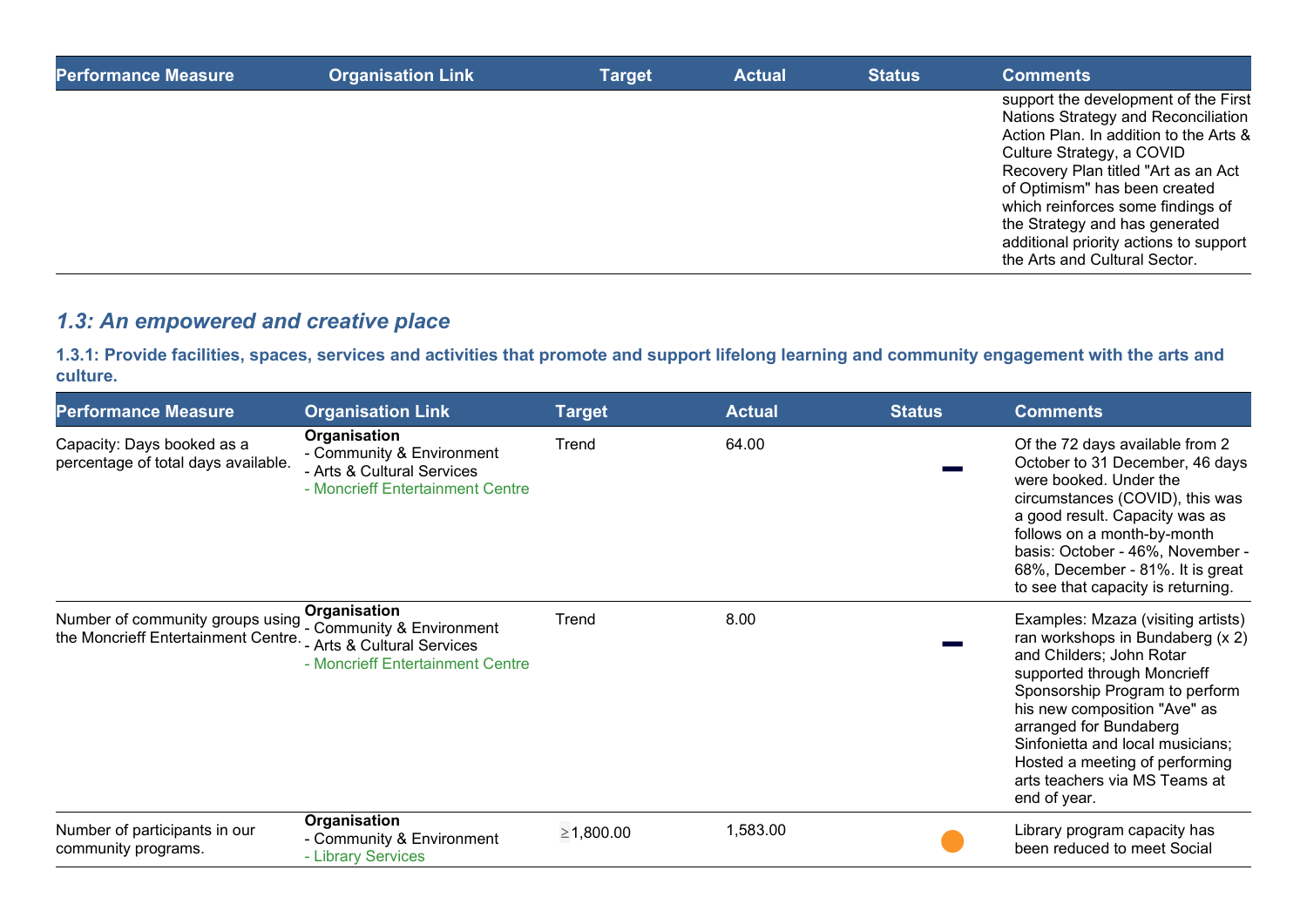| Performance Measure | Organisation Link | Target | Actual | Status | Comments |
| --- | --- | --- | --- | --- | --- |
| | | | | | support the development of the First Nations Strategy and Reconciliation Action Plan. In addition to the Arts & Culture Strategy, a COVID Recovery Plan titled "Art as an Act of Optimism" has been created which reinforces some findings of the Strategy and has generated additional priority actions to support the Arts and Cultural Sector. |

## 1.3: An empowered and creative place

### 1.3.1: Provide facilities, spaces, services and activities that promote and support lifelong learning and community engagement with the arts and culture.

| Performance Measure | Organisation Link | Target | Actual | Status | Comments |
| --- | --- | --- | --- | --- | --- |
| Capacity: Days booked as a percentage of total days available. | **Organisation**<br>- Community & Environment<br>- Arts & Cultural Services<br>- Moncrieff Entertainment Centre | Trend | 64.00 | — | Of the 72 days available from 2 October to 31 December, 46 days were booked. Under the circumstances (COVID), this was a good result. Capacity was as follows on a month-by-month basis: October - 46%, November - 68%, December - 81%. It is great to see that capacity is returning. |
| Number of community groups using the Moncrieff Entertainment Centre. | **Organisation**<br>- Community & Environment<br>- Arts & Cultural Services<br>- Moncrieff Entertainment Centre | Trend | 8.00 | — | Examples: Mzaza (visiting artists) ran workshops in Bundaberg (x 2) and Childers; John Rotar supported through Moncrieff Sponsorship Program to perform his new composition "Ave" as arranged for Bundaberg Sinfonietta and local musicians; Hosted a meeting of performing arts teachers via MS Teams at end of year. |
| Number of participants in our community programs. | **Organisation**<br>- Community & Environment<br>- Library Services | ≥1,800.00 | 1,583.00 | ● | Library program capacity has been reduced to meet Social |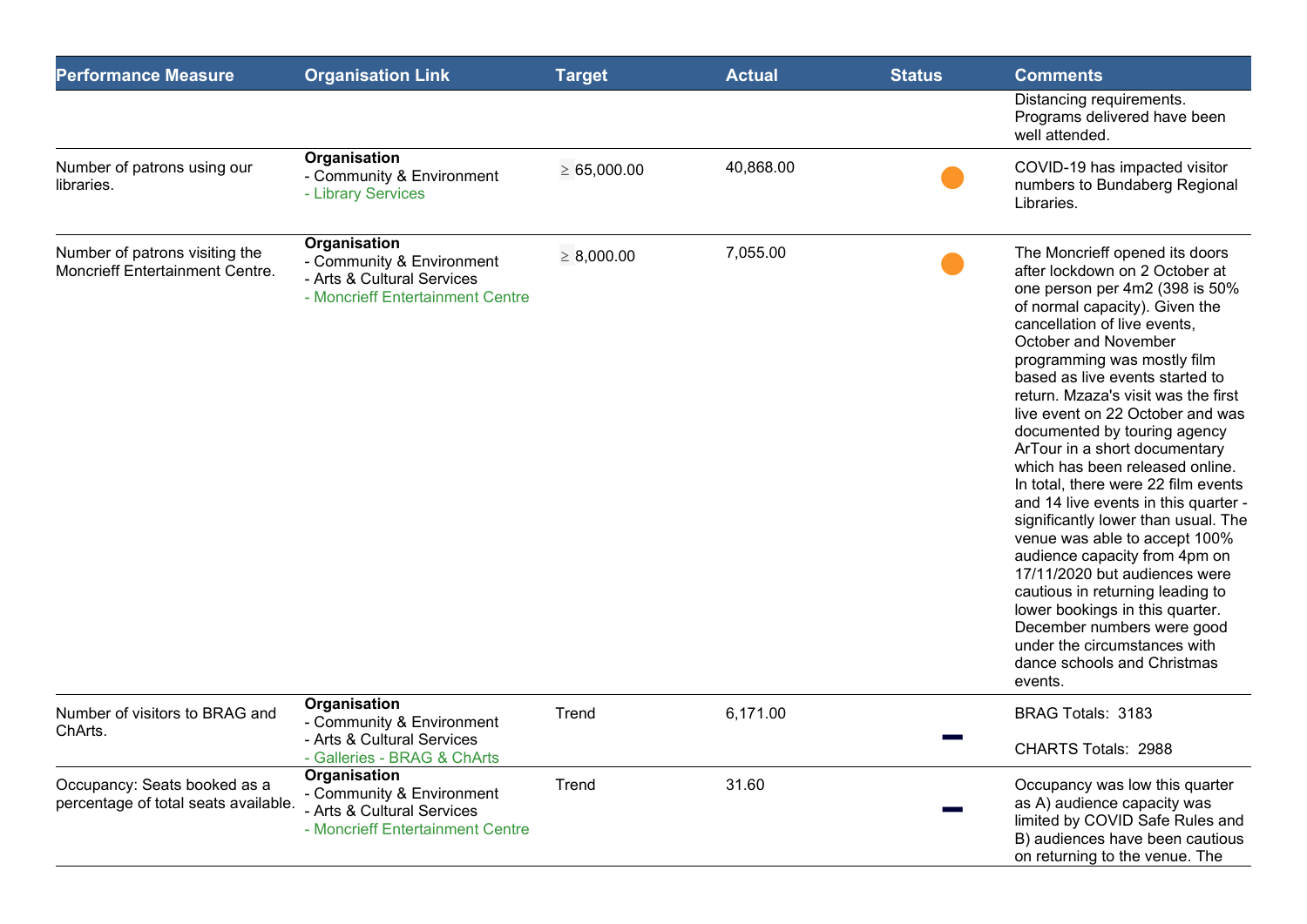| Performance Measure | Organisation Link | Target | Actual | Status | Comments |
| --- | --- | --- | --- | --- | --- |
| | | | | | Distancing requirements. Programs delivered have been well attended. |
| Number of patrons using our libraries. | **Organisation**<br>- Community & Environment<br>- Library Services | ≥ 65,000.00 | 40,868.00 | ● | COVID-19 has impacted visitor numbers to Bundaberg Regional Libraries. |
| Number of patrons visiting the Moncrieff Entertainment Centre. | **Organisation**<br>- Community & Environment<br>- Arts & Cultural Services<br>- Moncrieff Entertainment Centre | ≥ 8,000.00 | 7,055.00 | ● | The Moncrieff opened its doors after lockdown on 2 October at one person per 4m2 (398 is 50% of normal capacity). Given the cancellation of live events, October and November programming was mostly film based as live events started to return. Mzaza's visit was the first live event on 22 October and was documented by touring agency ArTour in a short documentary which has been released online. In total, there were 22 film events and 14 live events in this quarter - significantly lower than usual. The venue was able to accept 100% audience capacity from 4pm on 17/11/2020 but audiences were cautious in returning leading to lower bookings in this quarter. December numbers were good under the circumstances with dance schools and Christmas events. |
| Number of visitors to BRAG and ChArts. | **Organisation**<br>- Community & Environment<br>- Arts & Cultural Services<br>- Galleries - BRAG & ChArts | Trend | 6,171.00 | – | BRAG Totals: 3183<br><br>CHARTS Totals: 2988 |
| Occupancy: Seats booked as a percentage of total seats available. | **Organisation**<br>- Community & Environment<br>- Arts & Cultural Services<br>- Moncrieff Entertainment Centre | Trend | 31.60 | – | Occupancy was low this quarter as A) audience capacity was limited by COVID Safe Rules and B) audiences have been cautious on returning to the venue. The |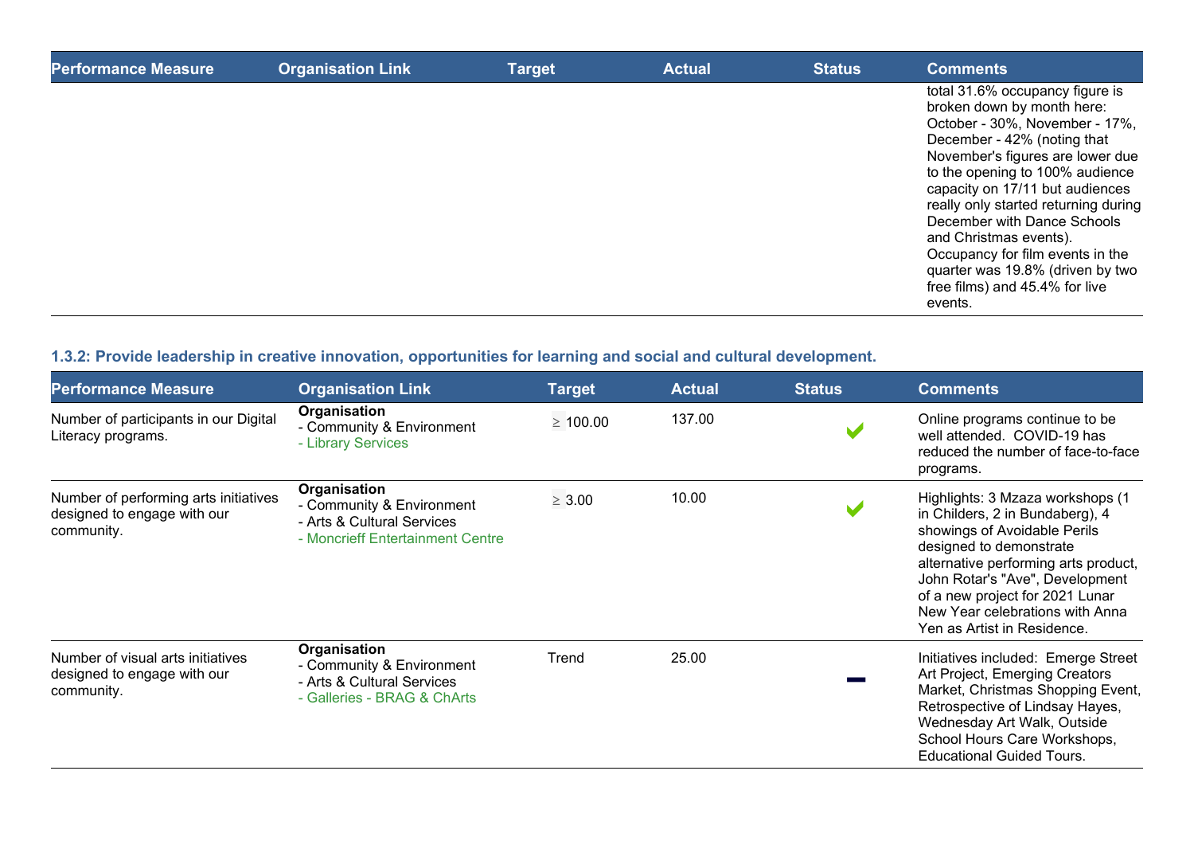| Performance Measure | Organisation Link | Target | Actual | Status | Comments |
|---|---|---|---|---|---|
| | | | | | total 31.6% occupancy figure is broken down by month here: October - 30%, November - 17%, December - 42% (noting that November's figures are lower due to the opening to 100% audience capacity on 17/11 but audiences really only started returning during December with Dance Schools and Christmas events). Occupancy for film events in the quarter was 19.8% (driven by two free films) and 45.4% for live events. |

### 1.3.2: Provide leadership in creative innovation, opportunities for learning and social and cultural development.

| Performance Measure | Organisation Link | Target | Actual | Status | Comments |
|---|---|---|---|---|---|
| Number of participants in our Digital Literacy programs. | **Organisation**<br>- Community & Environment<br>- Library Services | ≥ 100.00 | 137.00 | ✔ | Online programs continue to be well attended. COVID-19 has reduced the number of face-to-face programs. |
| Number of performing arts initiatives designed to engage with our community. | **Organisation**<br>- Community & Environment<br>- Arts & Cultural Services<br>- Moncrieff Entertainment Centre | ≥ 3.00 | 10.00 | ✔ | Highlights: 3 Mzaza workshops (1 in Childers, 2 in Bundaberg), 4 showings of Avoidable Perils designed to demonstrate alternative performing arts product, John Rotar's "Ave", Development of a new project for 2021 Lunar New Year celebrations with Anna Yen as Artist in Residence. |
| Number of visual arts initiatives designed to engage with our community. | **Organisation**<br>- Community & Environment<br>- Arts & Cultural Services<br>- Galleries - BRAG & ChArts | Trend | 25.00 | — | Initiatives included: Emerge Street Art Project, Emerging Creators Market, Christmas Shopping Event, Retrospective of Lindsay Hayes, Wednesday Art Walk, Outside School Hours Care Workshops, Educational Guided Tours. |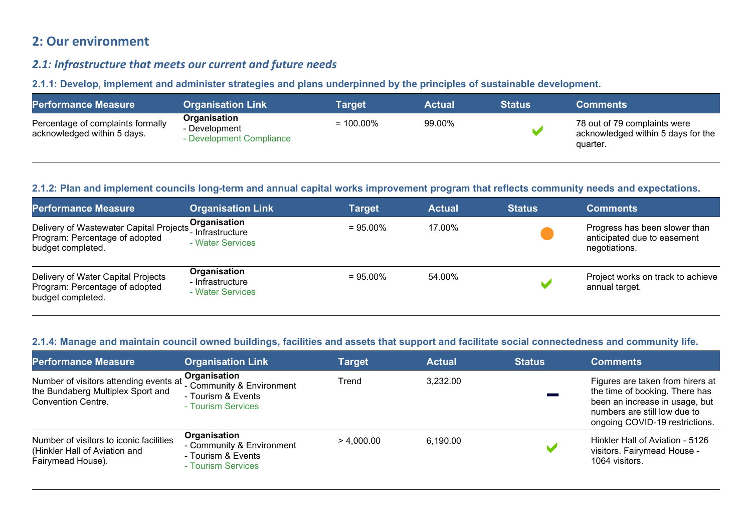## 2: Our environment

### *2.1: Infrastructure that meets our current and future needs*

#### 2.1.1: Develop, implement and administer strategies and plans underpinned by the principles of sustainable development.

| Performance Measure | Organisation Link | Target | Actual | Status | Comments |
|---|---|---|---|---|---|
| Percentage of complaints formally acknowledged within 5 days. | **Organisation**<br>- Development<br>- Development Compliance | = 100.00% | 99.00% | ✔ | 78 out of 79 complaints were acknowledged within 5 days for the quarter. |

#### 2.1.2: Plan and implement councils long-term and annual capital works improvement program that reflects community needs and expectations.

| Performance Measure | Organisation Link | Target | Actual | Status | Comments |
|---|---|---|---|---|---|
| Delivery of Wastewater Capital Projects Program: Percentage of adopted budget completed. | **Organisation**<br>- Infrastructure<br>- Water Services | = 95.00% | 17.00% | ● | Progress has been slower than anticipated due to easement negotiations. |
| Delivery of Water Capital Projects Program: Percentage of adopted budget completed. | **Organisation**<br>- Infrastructure<br>- Water Services | = 95.00% | 54.00% | ✔ | Project works on track to achieve annual target. |

#### 2.1.4: Manage and maintain council owned buildings, facilities and assets that support and facilitate social connectedness and community life.

| Performance Measure | Organisation Link | Target | Actual | Status | Comments |
|---|---|---|---|---|---|
| Number of visitors attending events at the Bundaberg Multiplex Sport and Convention Centre. | **Organisation**<br>- Community & Environment<br>- Tourism & Events<br>- Tourism Services | Trend | 3,232.00 | ▬ | Figures are taken from hirers at the time of booking. There has been an increase in usage, but numbers are still low due to ongoing COVID-19 restrictions. |
| Number of visitors to iconic facilities (Hinkler Hall of Aviation and Fairymead House). | **Organisation**<br>- Community & Environment<br>- Tourism & Events<br>- Tourism Services | > 4,000.00 | 6,190.00 | ✔ | Hinkler Hall of Aviation - 5126 visitors. Fairymead House - 1064 visitors. |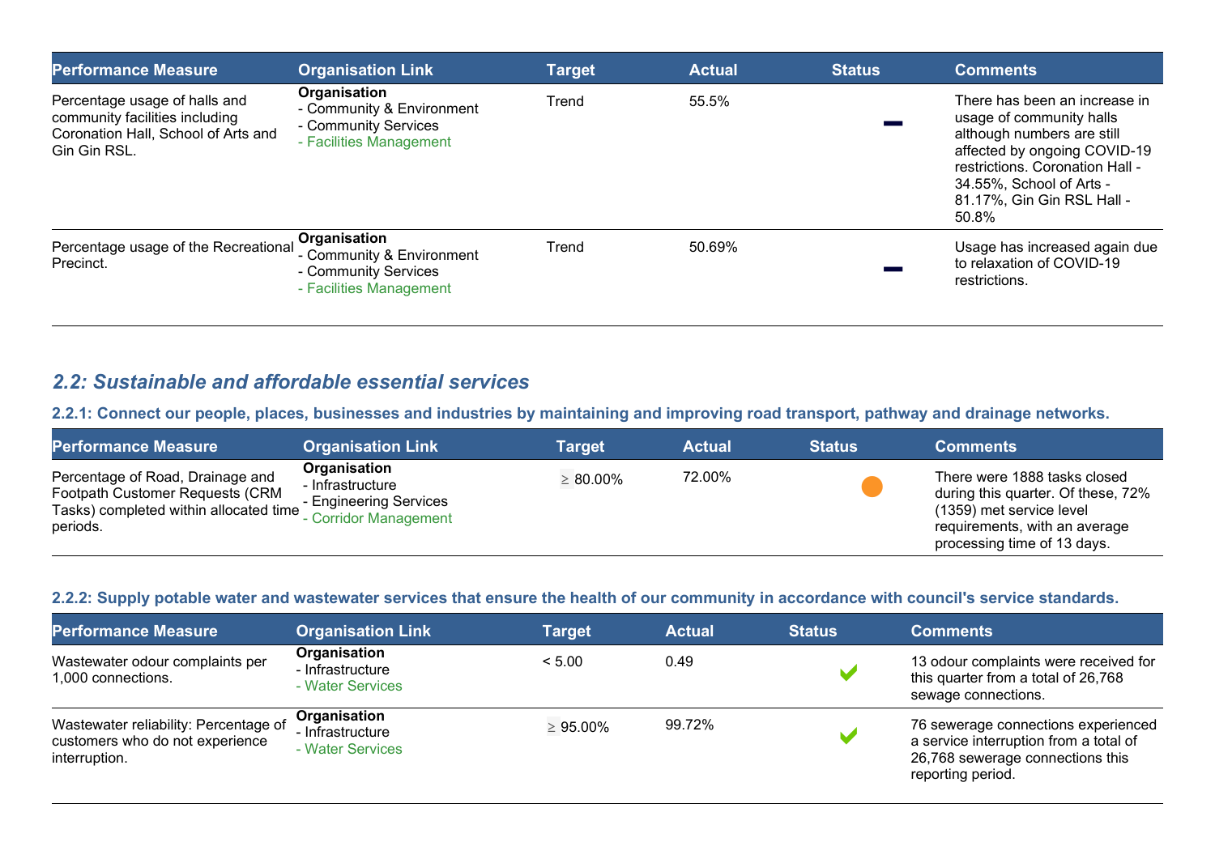| Performance Measure | Organisation Link | Target | Actual | Status | Comments |
| --- | --- | --- | --- | --- | --- |
| Percentage usage of halls and community facilities including Coronation Hall, School of Arts and Gin Gin RSL. | **Organisation**<br>- Community & Environment<br>- Community Services<br>- Facilities Management | Trend | 55.5% | — | There has been an increase in usage of community halls although numbers are still affected by ongoing COVID-19 restrictions. Coronation Hall - 34.55%, School of Arts - 81.17%, Gin Gin RSL Hall - 50.8% |
| Percentage usage of the Recreational Precinct. | **Organisation**<br>- Community & Environment<br>- Community Services<br>- Facilities Management | Trend | 50.69% | — | Usage has increased again due to relaxation of COVID-19 restrictions. |

## *2.2: Sustainable and affordable essential services*

### 2.2.1: Connect our people, places, businesses and industries by maintaining and improving road transport, pathway and drainage networks.

| Performance Measure | Organisation Link | Target | Actual | Status | Comments |
| --- | --- | --- | --- | --- | --- |
| Percentage of Road, Drainage and Footpath Customer Requests (CRM Tasks) completed within allocated time periods. | **Organisation**<br>- Infrastructure<br>- Engineering Services<br>- Corridor Management | ≥ 80.00% | 72.00% | ● | There were 1888 tasks closed during this quarter. Of these, 72% (1359) met service level requirements, with an average processing time of 13 days. |

### 2.2.2: Supply potable water and wastewater services that ensure the health of our community in accordance with council's service standards.

| Performance Measure | Organisation Link | Target | Actual | Status | Comments |
| --- | --- | --- | --- | --- | --- |
| Wastewater odour complaints per 1,000 connections. | **Organisation**<br>- Infrastructure<br>- Water Services | < 5.00 | 0.49 | ✔ | 13 odour complaints were received for this quarter from a total of 26,768 sewage connections. |
| Wastewater reliability: Percentage of customers who do not experience interruption. | **Organisation**<br>- Infrastructure<br>- Water Services | ≥ 95.00% | 99.72% | ✔ | 76 sewerage connections experienced a service interruption from a total of 26,768 sewerage connections this reporting period. |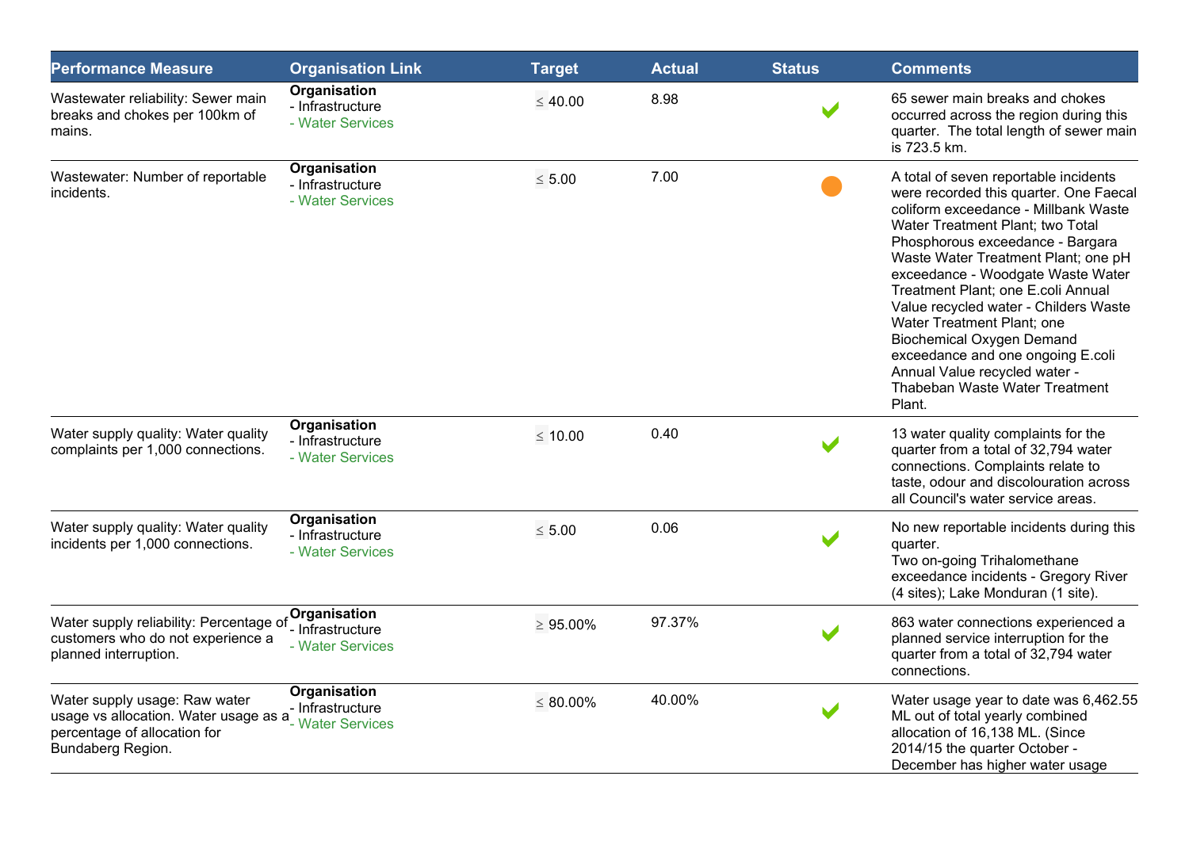| Performance Measure | Organisation Link | Target | Actual | Status | Comments |
|---|---|---|---|---|---|
| Wastewater reliability: Sewer main breaks and chokes per 100km of mains. | **Organisation**<br>- Infrastructure<br>- Water Services | ≤ 40.00 | 8.98 | ✔ | 65 sewer main breaks and chokes occurred across the region during this quarter. The total length of sewer main is 723.5 km. |
| Wastewater: Number of reportable incidents. | **Organisation**<br>- Infrastructure<br>- Water Services | ≤ 5.00 | 7.00 | ● | A total of seven reportable incidents were recorded this quarter. One Faecal coliform exceedance - Millbank Waste Water Treatment Plant; two Total Phosphorous exceedance - Bargara Waste Water Treatment Plant; one pH exceedance - Woodgate Waste Water Treatment Plant; one E.coli Annual Value recycled water - Childers Waste Water Treatment Plant; one Biochemical Oxygen Demand exceedance and one ongoing E.coli Annual Value recycled water - Thabeban Waste Water Treatment Plant. |
| Water supply quality: Water quality complaints per 1,000 connections. | **Organisation**<br>- Infrastructure<br>- Water Services | ≤ 10.00 | 0.40 | ✔ | 13 water quality complaints for the quarter from a total of 32,794 water connections. Complaints relate to taste, odour and discolouration across all Council's water service areas. |
| Water supply quality: Water quality incidents per 1,000 connections. | **Organisation**<br>- Infrastructure<br>- Water Services | ≤ 5.00 | 0.06 | ✔ | No new reportable incidents during this quarter.<br>Two on-going Trihalomethane exceedance incidents - Gregory River (4 sites); Lake Monduran (1 site). |
| Water supply reliability: Percentage of customers who do not experience a planned interruption. | **Organisation**<br>- Infrastructure<br>- Water Services | ≥ 95.00% | 97.37% | ✔ | 863 water connections experienced a planned service interruption for the quarter from a total of 32,794 water connections. |
| Water supply usage: Raw water usage vs allocation. Water usage as a percentage of allocation for Bundaberg Region. | **Organisation**<br>- Infrastructure<br>- Water Services | ≤ 80.00% | 40.00% | ✔ | Water usage year to date was 6,462.55 ML out of total yearly combined allocation of 16,138 ML. (Since 2014/15 the quarter October - December has higher water usage |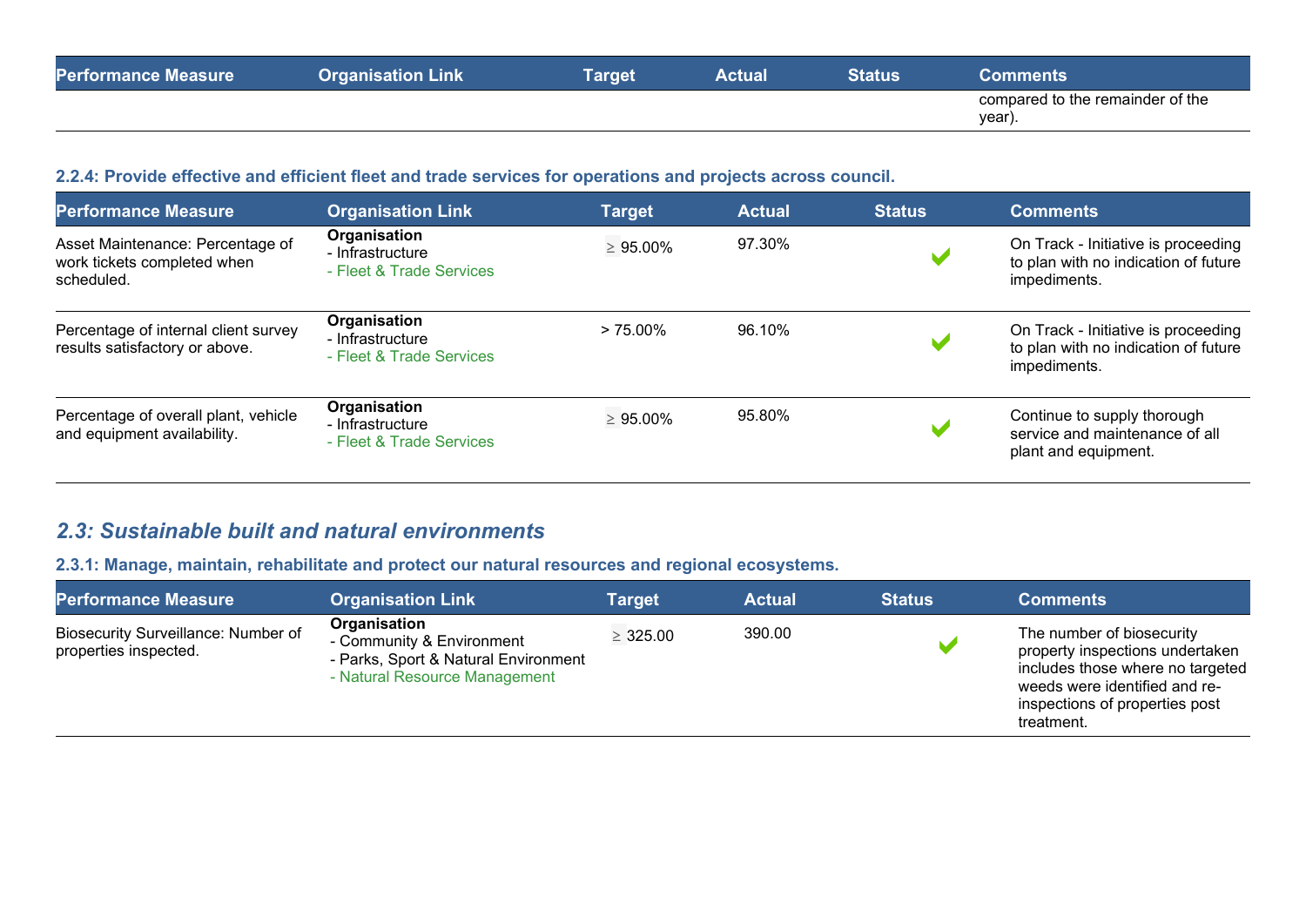| Performance Measure | Organisation Link | Target | Actual | Status | Comments |
|---|---|---|---|---|---|
| | | | | | compared to the remainder of the year). |

#### 2.2.4: Provide effective and efficient fleet and trade services for operations and projects across council.

| Performance Measure | Organisation Link | Target | Actual | Status | Comments |
|---|---|---|---|---|---|
| Asset Maintenance: Percentage of work tickets completed when scheduled. | **Organisation**<br>- Infrastructure<br>- Fleet & Trade Services | ≥ 95.00% | 97.30% | ✔ | On Track - Initiative is proceeding to plan with no indication of future impediments. |
| Percentage of internal client survey results satisfactory or above. | **Organisation**<br>- Infrastructure<br>- Fleet & Trade Services | > 75.00% | 96.10% | ✔ | On Track - Initiative is proceeding to plan with no indication of future impediments. |
| Percentage of overall plant, vehicle and equipment availability. | **Organisation**<br>- Infrastructure<br>- Fleet & Trade Services | ≥ 95.00% | 95.80% | ✔ | Continue to supply thorough service and maintenance of all plant and equipment. |

### *2.3: Sustainable built and natural environments*

#### 2.3.1: Manage, maintain, rehabilitate and protect our natural resources and regional ecosystems.

| Performance Measure | Organisation Link | Target | Actual | Status | Comments |
|---|---|---|---|---|---|
| Biosecurity Surveillance: Number of properties inspected. | **Organisation**<br>- Community & Environment<br>- Parks, Sport & Natural Environment<br>- Natural Resource Management | ≥ 325.00 | 390.00 | ✔ | The number of biosecurity property inspections undertaken includes those where no targeted weeds were identified and re-inspections of properties post treatment. |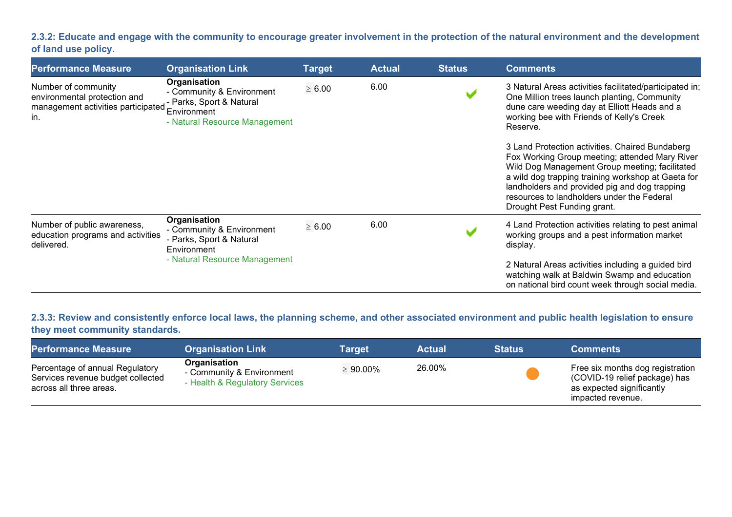### 2.3.2: Educate and engage with the community to encourage greater involvement in the protection of the natural environment and the development of land use policy.

| Performance Measure | Organisation Link | Target | Actual | Status | Comments |
|---|---|---|---|---|---|
| Number of community environmental protection and management activities participated in. | **Organisation**<br>- Community & Environment<br>- Parks, Sport & Natural Environment<br>- Natural Resource Management | ≥ 6.00 | 6.00 | ✔ | 3 Natural Areas activities facilitated/participated in; One Million trees launch planting, Community dune care weeding day at Elliott Heads and a working bee with Friends of Kelly's Creek Reserve.<br><br>3 Land Protection activities. Chaired Bundaberg Fox Working Group meeting; attended Mary River Wild Dog Management Group meeting; facilitated a wild dog trapping training workshop at Gaeta for landholders and provided pig and dog trapping resources to landholders under the Federal Drought Pest Funding grant. |
| Number of public awareness, education programs and activities delivered. | **Organisation**<br>- Community & Environment<br>- Parks, Sport & Natural Environment<br>- Natural Resource Management | ≥ 6.00 | 6.00 | ✔ | 4 Land Protection activities relating to pest animal working groups and a pest information market display.<br><br>2 Natural Areas activities including a guided bird watching walk at Baldwin Swamp and education on national bird count week through social media. |

### 2.3.3: Review and consistently enforce local laws, the planning scheme, and other associated environment and public health legislation to ensure they meet community standards.

| Performance Measure | Organisation Link | Target | Actual | Status | Comments |
|---|---|---|---|---|---|
| Percentage of annual Regulatory Services revenue budget collected across all three areas. | **Organisation**<br>- Community & Environment<br>- Health & Regulatory Services | ≥ 90.00% | 26.00% | ● | Free six months dog registration (COVID-19 relief package) has as expected significantly impacted revenue. |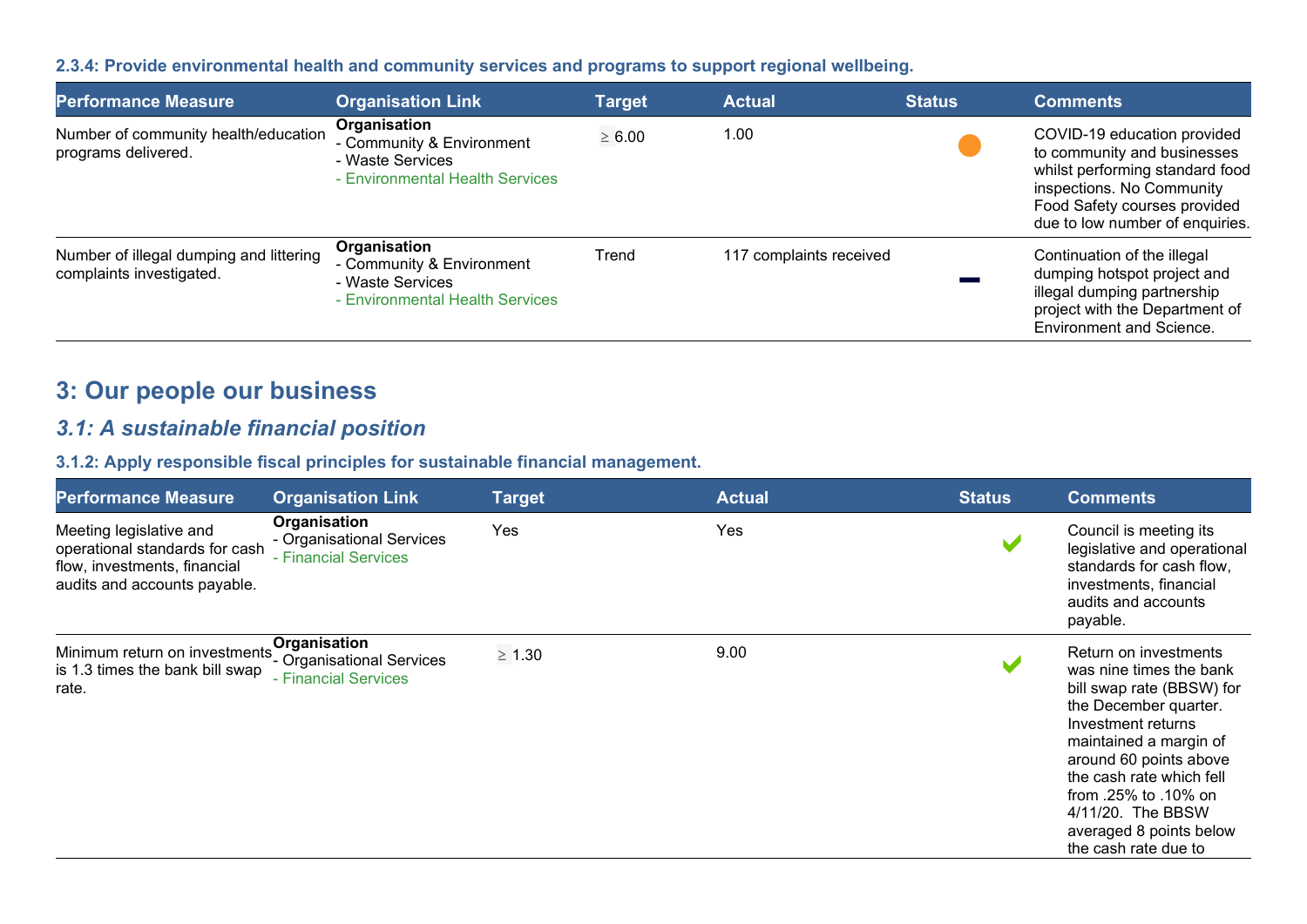#### 2.3.4: Provide environmental health and community services and programs to support regional wellbeing.

| Performance Measure | Organisation Link | Target | Actual | Status | Comments |
|---|---|---|---|---|---|
| Number of community health/education programs delivered. | **Organisation**<br>- Community & Environment<br>- Waste Services<br>- Environmental Health Services | ≥ 6.00 | 1.00 | ● | COVID-19 education provided to community and businesses whilst performing standard food inspections. No Community Food Safety courses provided due to low number of enquiries. |
| Number of illegal dumping and littering complaints investigated. | **Organisation**<br>- Community & Environment<br>- Waste Services<br>- Environmental Health Services | Trend | 117 complaints received | — | Continuation of the illegal dumping hotspot project and illegal dumping partnership project with the Department of Environment and Science. |

## 3: Our people our business

### *3.1: A sustainable financial position*

#### 3.1.2: Apply responsible fiscal principles for sustainable financial management.

| Performance Measure | Organisation Link | Target | Actual | Status | Comments |
|---|---|---|---|---|---|
| Meeting legislative and operational standards for cash flow, investments, financial audits and accounts payable. | **Organisation**<br>- Organisational Services<br>- Financial Services | Yes | Yes | ✔ | Council is meeting its legislative and operational standards for cash flow, investments, financial audits and accounts payable. |
| Minimum return on investments is 1.3 times the bank bill swap rate. | **Organisation**<br>- Organisational Services<br>- Financial Services | ≥ 1.30 | 9.00 | ✔ | Return on investments was nine times the bank bill swap rate (BBSW) for the December quarter. Investment returns maintained a margin of around 60 points above the cash rate which fell from .25% to .10% on 4/11/20. The BBSW averaged 8 points below the cash rate due to |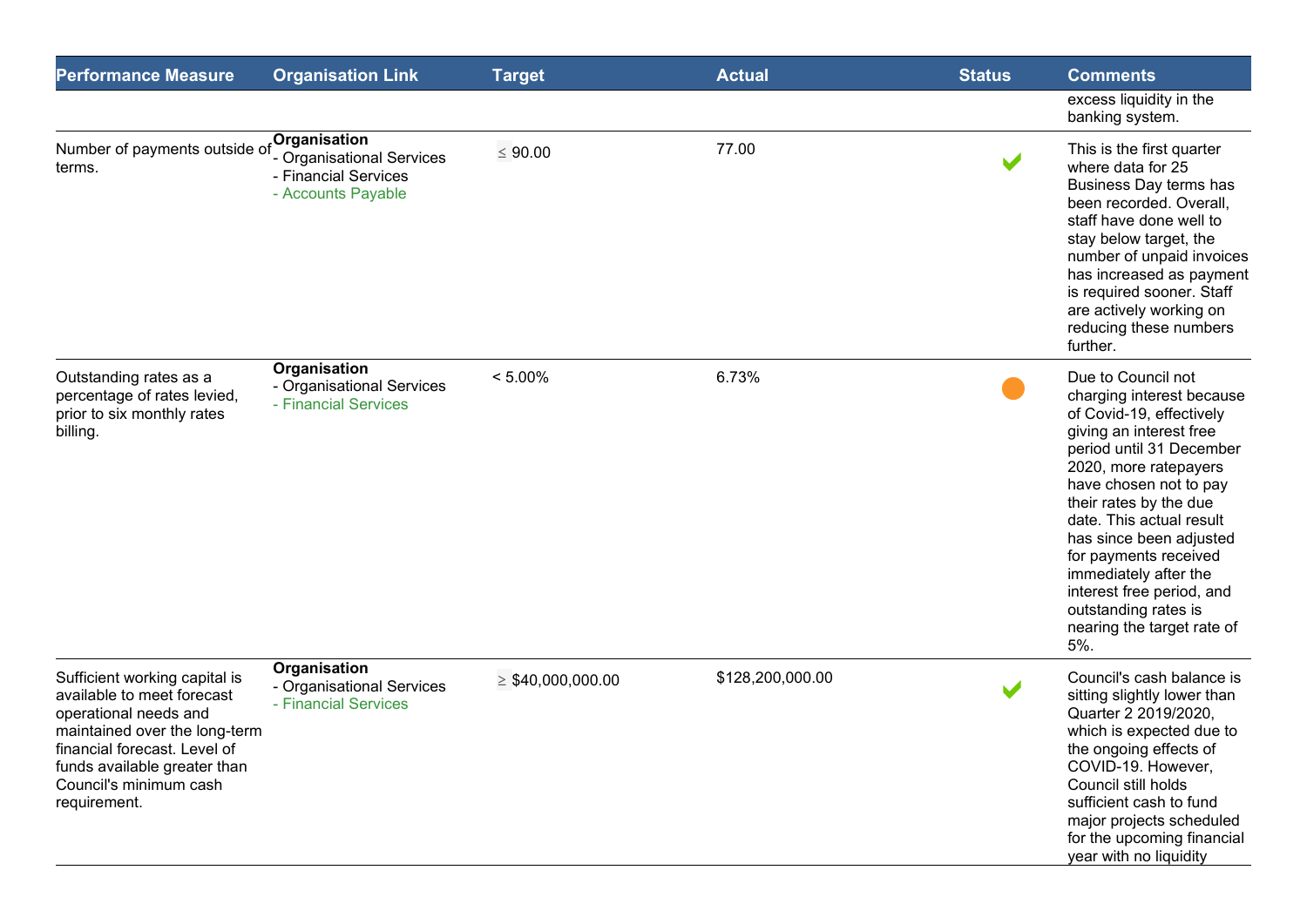| Performance Measure | Organisation Link | Target | Actual | Status | Comments |
|---|---|---|---|---|---|
| | | | | | excess liquidity in the banking system. |
| Number of payments outside of terms. | **Organisation**<br>- Organisational Services<br>- Financial Services<br>- Accounts Payable | ≤ 90.00 | 77.00 | ✔ | This is the first quarter where data for 25 Business Day terms has been recorded. Overall, staff have done well to stay below target, the number of unpaid invoices has increased as payment is required sooner. Staff are actively working on reducing these numbers further. |
| Outstanding rates as a percentage of rates levied, prior to six monthly rates billing. | **Organisation**<br>- Organisational Services<br>- Financial Services | < 5.00% | 6.73% | ● | Due to Council not charging interest because of Covid-19, effectively giving an interest free period until 31 December 2020, more ratepayers have chosen not to pay their rates by the due date. This actual result has since been adjusted for payments received immediately after the interest free period, and outstanding rates is nearing the target rate of 5%. |
| Sufficient working capital is available to meet forecast operational needs and maintained over the long-term financial forecast. Level of funds available greater than Council's minimum cash requirement. | **Organisation**<br>- Organisational Services<br>- Financial Services | ≥ $40,000,000.00 | $128,200,000.00 | ✔ | Council's cash balance is sitting slightly lower than Quarter 2 2019/2020, which is expected due to the ongoing effects of COVID-19. However, Council still holds sufficient cash to fund major projects scheduled for the upcoming financial year with no liquidity |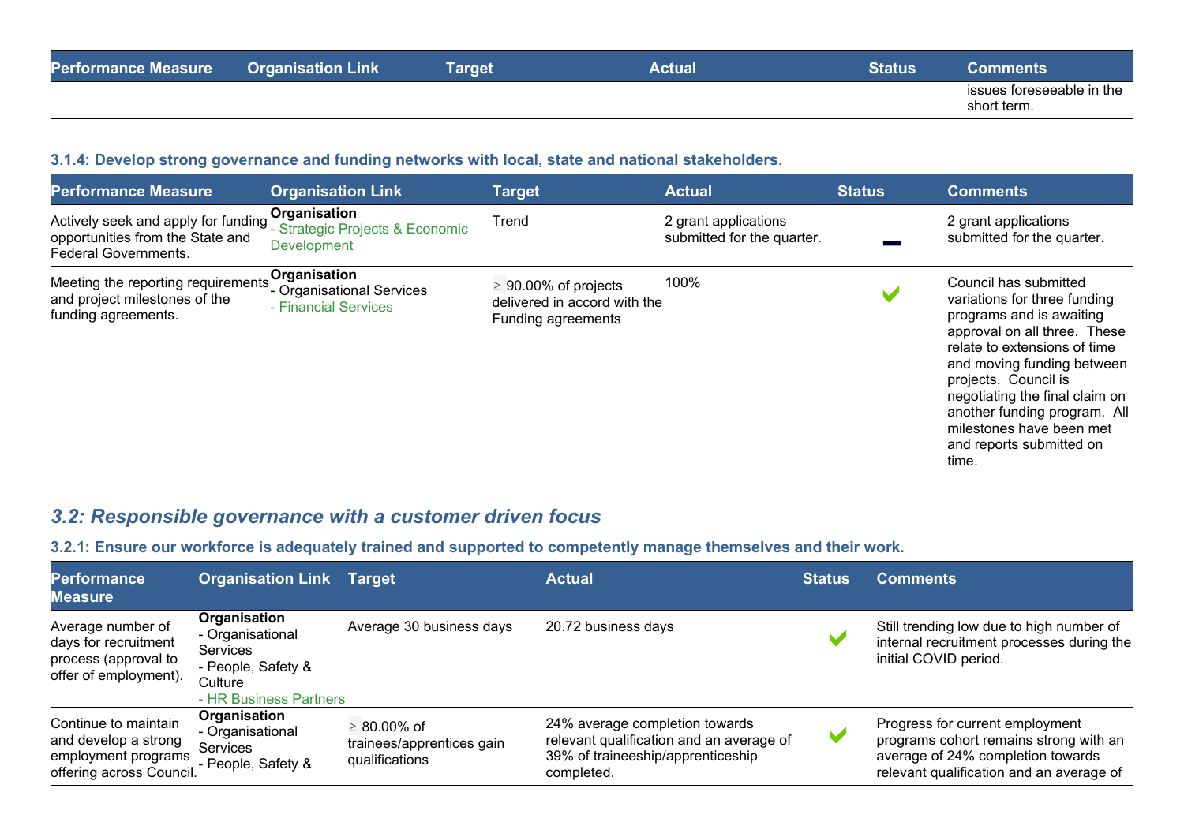| Performance Measure | Organisation Link | Target | Actual | Status | Comments |
|---|---|---|---|---|---|
| | | | | | issues foreseeable in the short term. |

### 3.1.4: Develop strong governance and funding networks with local, state and national stakeholders.

| Performance Measure | Organisation Link | Target | Actual | Status | Comments |
|---|---|---|---|---|---|
| Actively seek and apply for funding opportunities from the State and Federal Governments. | **Organisation**<br>- Strategic Projects & Economic Development | Trend | 2 grant applications submitted for the quarter. | ▬ | 2 grant applications submitted for the quarter. |
| Meeting the reporting requirements and project milestones of the funding agreements. | **Organisation**<br>- Organisational Services<br>- Financial Services | ≥ 90.00% of projects delivered in accord with the Funding agreements | 100% | ✔ | Council has submitted variations for three funding programs and is awaiting approval on all three. These relate to extensions of time and moving funding between projects. Council is negotiating the final claim on another funding program. All milestones have been met and reports submitted on time. |

## *3.2: Responsible governance with a customer driven focus*

### 3.2.1: Ensure our workforce is adequately trained and supported to competently manage themselves and their work.

| Performance Measure | Organisation Link | Target | Actual | Status | Comments |
|---|---|---|---|---|---|
| Average number of days for recruitment process (approval to offer of employment). | **Organisation**<br>- Organisational Services<br>- People, Safety & Culture<br>- HR Business Partners | Average 30 business days | 20.72 business days | ✔ | Still trending low due to high number of internal recruitment processes during the initial COVID period. |
| Continue to maintain and develop a strong employment programs offering across Council. | **Organisation**<br>- Organisational Services<br>- People, Safety & | ≥ 80.00% of trainees/apprentices gain qualifications | 24% average completion towards relevant qualification and an average of 39% of traineeship/apprenticeship completed. | ✔ | Progress for current employment programs cohort remains strong with an average of 24% completion towards relevant qualification and an average of |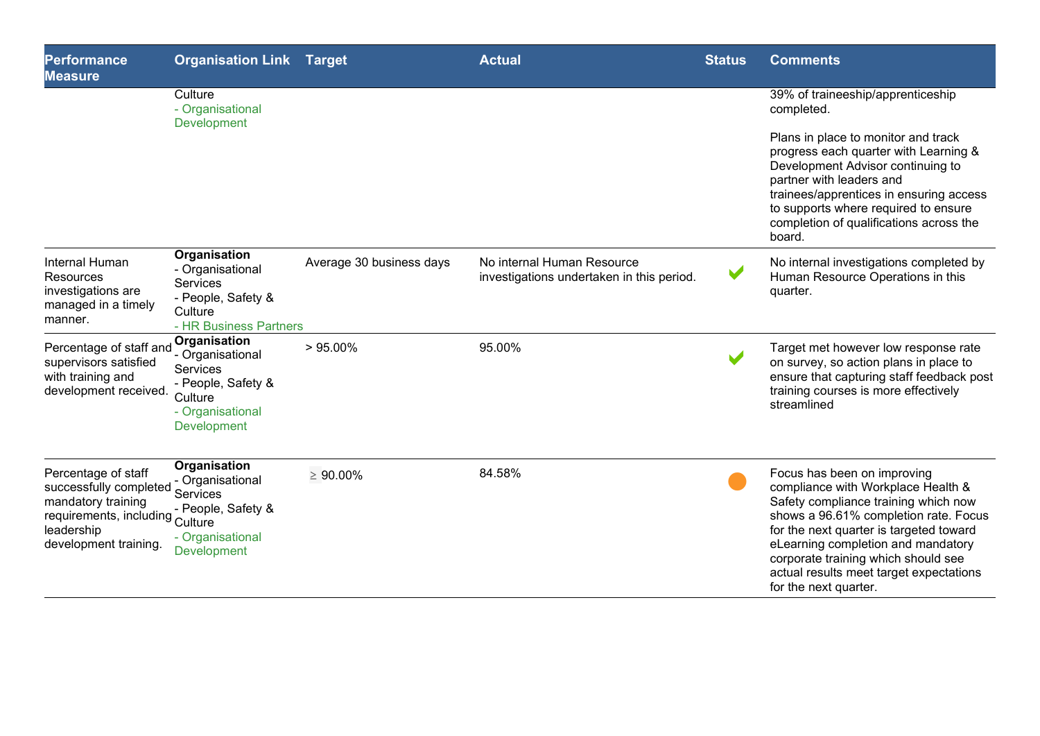| Performance Measure | Organisation Link | Target | Actual | Status | Comments |
|---|---|---|---|---|---|
| | Culture<br>- Organisational Development | | | | 39% of traineeship/apprenticeship completed.<br><br>Plans in place to monitor and track progress each quarter with Learning & Development Advisor continuing to partner with leaders and trainees/apprentices in ensuring access to supports where required to ensure completion of qualifications across the board. |
| Internal Human Resources investigations are managed in a timely manner. | **Organisation**<br>- Organisational Services<br>- People, Safety & Culture<br>- HR Business Partners | Average 30 business days | No internal Human Resource investigations undertaken in this period. | ✔ | No internal investigations completed by Human Resource Operations in this quarter. |
| Percentage of staff and supervisors satisfied with training and development received. | **Organisation**<br>- Organisational Services<br>- People, Safety & Culture<br>- Organisational Development | > 95.00% | 95.00% | ✔ | Target met however low response rate on survey, so action plans in place to ensure that capturing staff feedback post training courses is more effectively streamlined |
| Percentage of staff successfully completed mandatory training requirements, including leadership development training. | **Organisation**<br>- Organisational Services<br>- People, Safety & Culture<br>- Organisational Development | ≥ 90.00% | 84.58% | ● | Focus has been on improving compliance with Workplace Health & Safety compliance training which now shows a 96.61% completion rate. Focus for the next quarter is targeted toward eLearning completion and mandatory corporate training which should see actual results meet target expectations for the next quarter. |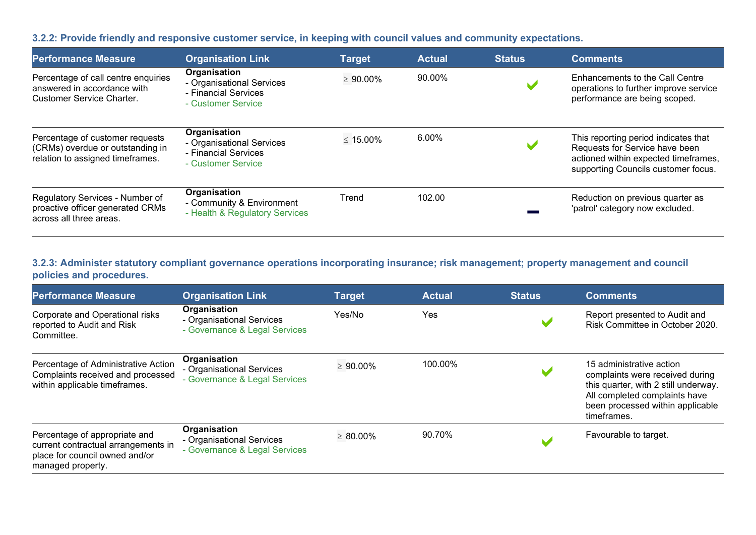### 3.2.2: Provide friendly and responsive customer service, in keeping with council values and community expectations.

| Performance Measure | Organisation Link | Target | Actual | Status | Comments |
| --- | --- | --- | --- | --- | --- |
| Percentage of call centre enquiries answered in accordance with Customer Service Charter. | **Organisation**<br>- Organisational Services<br>- Financial Services<br>- Customer Service | ≥ 90.00% | 90.00% | ✔ | Enhancements to the Call Centre operations to further improve service performance are being scoped. |
| Percentage of customer requests (CRMs) overdue or outstanding in relation to assigned timeframes. | **Organisation**<br>- Organisational Services<br>- Financial Services<br>- Customer Service | ≤ 15.00% | 6.00% | ✔ | This reporting period indicates that Requests for Service have been actioned within expected timeframes, supporting Councils customer focus. |
| Regulatory Services - Number of proactive officer generated CRMs across all three areas. | **Organisation**<br>- Community & Environment<br>- Health & Regulatory Services | Trend | 102.00 | — | Reduction on previous quarter as 'patrol' category now excluded. |

### 3.2.3: Administer statutory compliant governance operations incorporating insurance; risk management; property management and council policies and procedures.

| Performance Measure | Organisation Link | Target | Actual | Status | Comments |
| --- | --- | --- | --- | --- | --- |
| Corporate and Operational risks reported to Audit and Risk Committee. | **Organisation**<br>- Organisational Services<br>- Governance & Legal Services | Yes/No | Yes | ✔ | Report presented to Audit and Risk Committee in October 2020. |
| Percentage of Administrative Action Complaints received and processed within applicable timeframes. | **Organisation**<br>- Organisational Services<br>- Governance & Legal Services | ≥ 90.00% | 100.00% | ✔ | 15 administrative action complaints were received during this quarter, with 2 still underway. All completed complaints have been processed within applicable timeframes. |
| Percentage of appropriate and current contractual arrangements in place for council owned and/or managed property. | **Organisation**<br>- Organisational Services<br>- Governance & Legal Services | ≥ 80.00% | 90.70% | ✔ | Favourable to target. |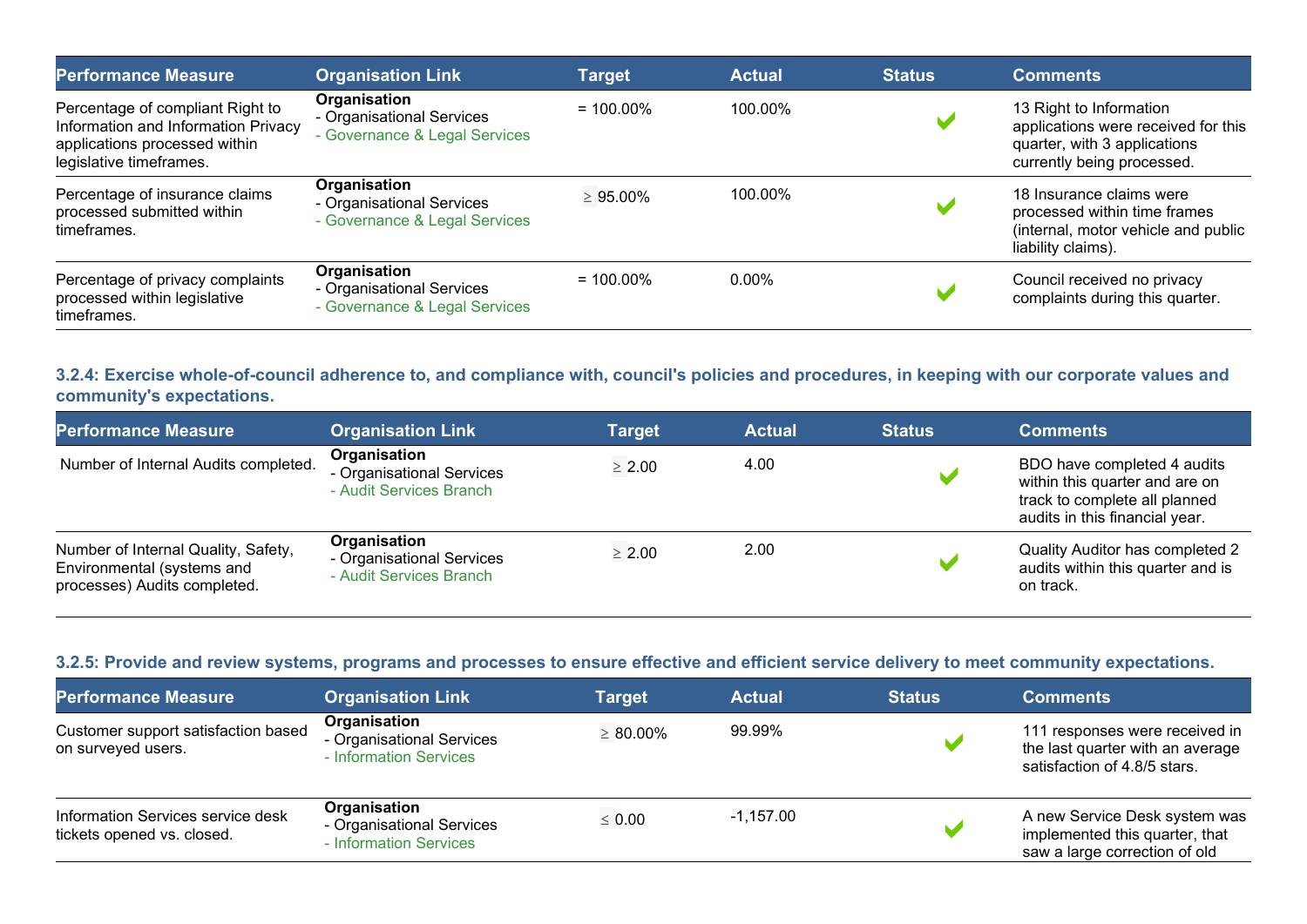| Performance Measure | Organisation Link | Target | Actual | Status | Comments |
|---|---|---|---|---|---|
| Percentage of compliant Right to Information and Information Privacy applications processed within legislative timeframes. | **Organisation**<br>- Organisational Services<br>- Governance & Legal Services | = 100.00% | 100.00% | ✔ | 13 Right to Information applications were received for this quarter, with 3 applications currently being processed. |
| Percentage of insurance claims processed submitted within timeframes. | **Organisation**<br>- Organisational Services<br>- Governance & Legal Services | ≥ 95.00% | 100.00% | ✔ | 18 Insurance claims were processed within time frames (internal, motor vehicle and public liability claims). |
| Percentage of privacy complaints processed within legislative timeframes. | **Organisation**<br>- Organisational Services<br>- Governance & Legal Services | = 100.00% | 0.00% | ✔ | Council received no privacy complaints during this quarter. |

### 3.2.4: Exercise whole-of-council adherence to, and compliance with, council's policies and procedures, in keeping with our corporate values and community's expectations.

| Performance Measure | Organisation Link | Target | Actual | Status | Comments |
|---|---|---|---|---|---|
| Number of Internal Audits completed. | **Organisation**<br>- Organisational Services<br>- Audit Services Branch | ≥ 2.00 | 4.00 | ✔ | BDO have completed 4 audits within this quarter and are on track to complete all planned audits in this financial year. |
| Number of Internal Quality, Safety, Environmental (systems and processes) Audits completed. | **Organisation**<br>- Organisational Services<br>- Audit Services Branch | ≥ 2.00 | 2.00 | ✔ | Quality Auditor has completed 2 audits within this quarter and is on track. |

### 3.2.5: Provide and review systems, programs and processes to ensure effective and efficient service delivery to meet community expectations.

| Performance Measure | Organisation Link | Target | Actual | Status | Comments |
|---|---|---|---|---|---|
| Customer support satisfaction based on surveyed users. | **Organisation**<br>- Organisational Services<br>- Information Services | ≥ 80.00% | 99.99% | ✔ | 111 responses were received in the last quarter with an average satisfaction of 4.8/5 stars. |
| Information Services service desk tickets opened vs. closed. | **Organisation**<br>- Organisational Services<br>- Information Services | ≤ 0.00 | -1,157.00 | ✔ | A new Service Desk system was implemented this quarter, that saw a large correction of old |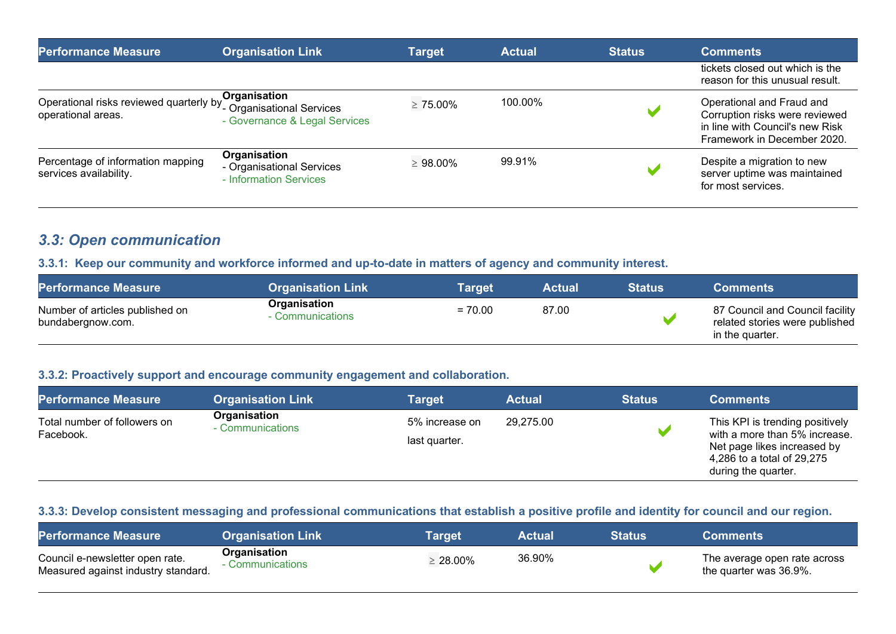| Performance Measure | Organisation Link | Target | Actual | Status | Comments |
|---|---|---|---|---|---|
| | | | | | tickets closed out which is the reason for this unusual result. |
| Operational risks reviewed quarterly by operational areas. | **Organisation**<br>- Organisational Services<br>- Governance & Legal Services | ≥ 75.00% | 100.00% | ✔ | Operational and Fraud and Corruption risks were reviewed in line with Council's new Risk Framework in December 2020. |
| Percentage of information mapping services availability. | **Organisation**<br>- Organisational Services<br>- Information Services | ≥ 98.00% | 99.91% | ✔ | Despite a migration to new server uptime was maintained for most services. |

## *3.3: Open communication*

### 3.3.1: Keep our community and workforce informed and up-to-date in matters of agency and community interest.

| Performance Measure | Organisation Link | Target | Actual | Status | Comments |
|---|---|---|---|---|---|
| Number of articles published on bundabergnow.com. | **Organisation**<br>- Communications | = 70.00 | 87.00 | ✔ | 87 Council and Council facility related stories were published in the quarter. |

### 3.3.2: Proactively support and encourage community engagement and collaboration.

| Performance Measure | Organisation Link | Target | Actual | Status | Comments |
|---|---|---|---|---|---|
| Total number of followers on Facebook. | **Organisation**<br>- Communications | 5% increase on last quarter. | 29,275.00 | ✔ | This KPI is trending positively with a more than 5% increase. Net page likes increased by 4,286 to a total of 29,275 during the quarter. |

### 3.3.3: Develop consistent messaging and professional communications that establish a positive profile and identity for council and our region.

| Performance Measure | Organisation Link | Target | Actual | Status | Comments |
|---|---|---|---|---|---|
| Council e-newsletter open rate. Measured against industry standard. | **Organisation**<br>- Communications | ≥ 28.00% | 36.90% | ✔ | The average open rate across the quarter was 36.9%. |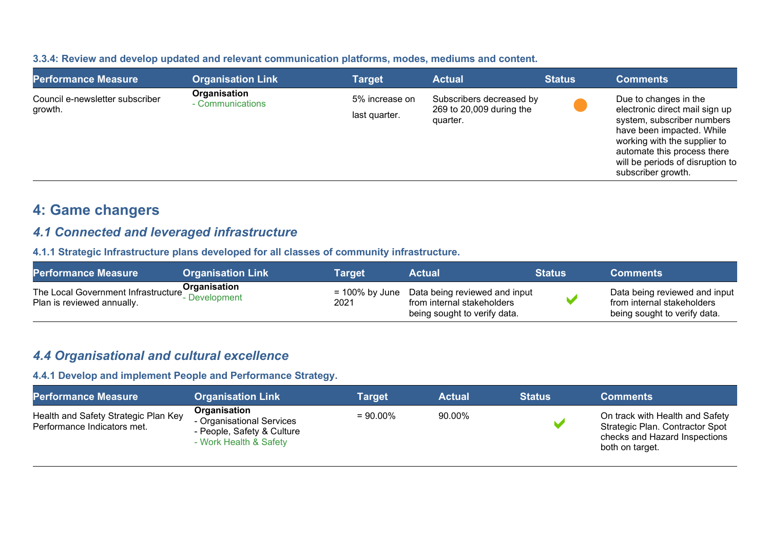#### 3.3.4: Review and develop updated and relevant communication platforms, modes, mediums and content.

| Performance Measure | Organisation Link | Target | Actual | Status | Comments |
| --- | --- | --- | --- | --- | --- |
| Council e-newsletter subscriber growth. | **Organisation**<br>- Communications | 5% increase on last quarter. | Subscribers decreased by 269 to 20,009 during the quarter. | ● | Due to changes in the electronic direct mail sign up system, subscriber numbers have been impacted. While working with the supplier to automate this process there will be periods of disruption to subscriber growth. |

## 4: Game changers

### *4.1 Connected and leveraged infrastructure*

#### 4.1.1 Strategic Infrastructure plans developed for all classes of community infrastructure.

| Performance Measure | Organisation Link | Target | Actual | Status | Comments |
| --- | --- | --- | --- | --- | --- |
| The Local Government Infrastructure Plan is reviewed annually. | **Organisation**<br>- Development | = 100% by June 2021 | Data being reviewed and input from internal stakeholders being sought to verify data. | ✔ | Data being reviewed and input from internal stakeholders being sought to verify data. |

### *4.4 Organisational and cultural excellence*

#### 4.4.1 Develop and implement People and Performance Strategy.

| Performance Measure | Organisation Link | Target | Actual | Status | Comments |
| --- | --- | --- | --- | --- | --- |
| Health and Safety Strategic Plan Key Performance Indicators met. | **Organisation**<br>- Organisational Services<br>- People, Safety & Culture<br>- Work Health & Safety | = 90.00% | 90.00% | ✔ | On track with Health and Safety Strategic Plan. Contractor Spot checks and Hazard Inspections both on target. |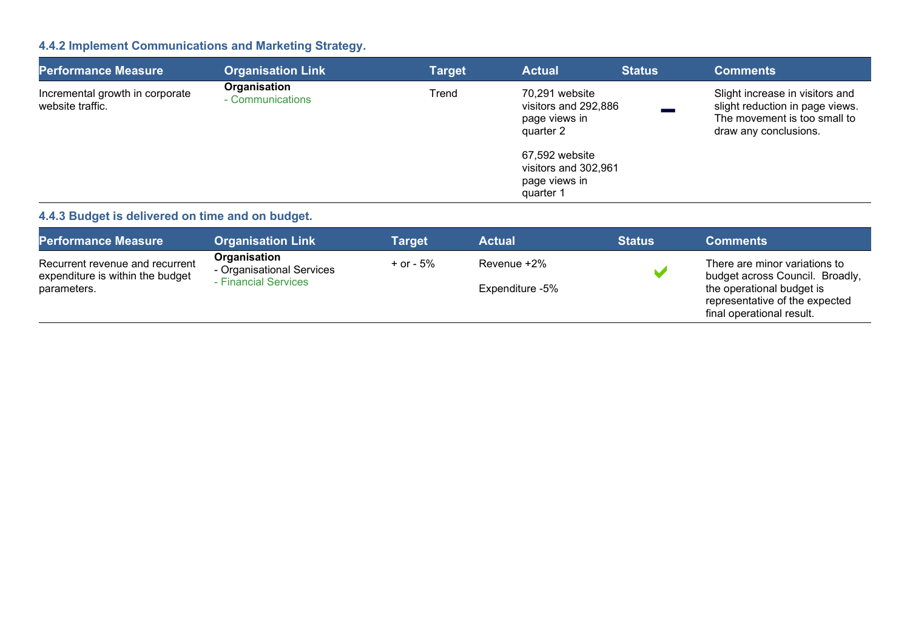### 4.4.2 Implement Communications and Marketing Strategy.

| Performance Measure | Organisation Link | Target | Actual | Status | Comments |
|---|---|---|---|---|---|
| Incremental growth in corporate website traffic. | **Organisation**<br>- Communications | Trend | 70,291 website visitors and 292,886 page views in quarter 2<br><br>67,592 website visitors and 302,961 page views in quarter 1 | — | Slight increase in visitors and slight reduction in page views. The movement is too small to draw any conclusions. |

### 4.4.3 Budget is delivered on time and on budget.

| Performance Measure | Organisation Link | Target | Actual | Status | Comments |
|---|---|---|---|---|---|
| Recurrent revenue and recurrent expenditure is within the budget parameters. | **Organisation**<br>- Organisational Services<br>- Financial Services | + or - 5% | Revenue +2%<br><br>Expenditure -5% | ✔ | There are minor variations to budget across Council. Broadly, the operational budget is representative of the expected final operational result. |